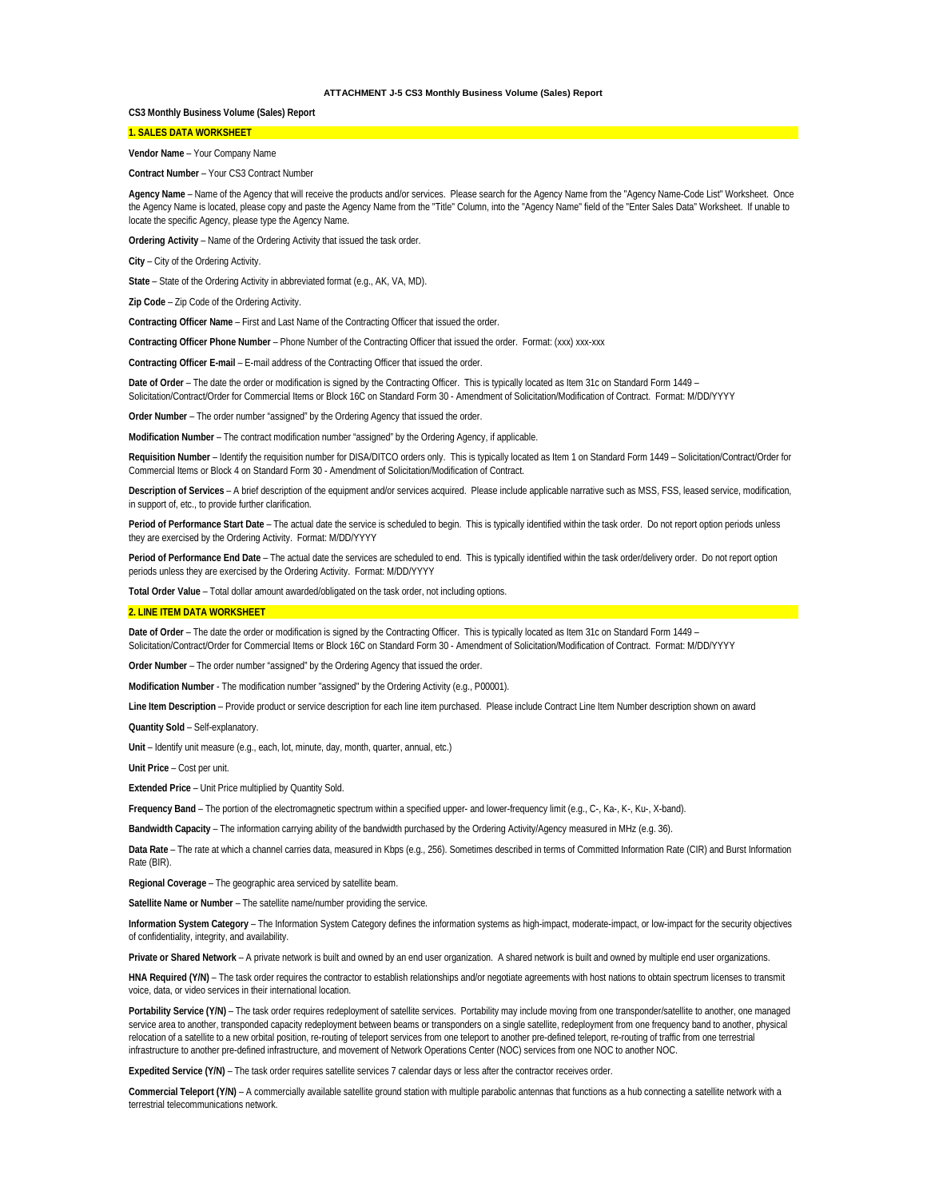# ATTACHMENT J-5 CS3 Monthly Business Volume (Sales) Report

**CS3 Monthly Business Volume (Sales) Report**

## 1. SALES DATA WORKSHEET

**Vendor Name** – Your Company Name

**Contract Number** – Your CS3 Contract Number

**Agency Name** – Name of the Agency that will receive the products and/or services. Please search for the Agency Name from the "Agency Name-Code List" Worksheet. Once the Agency Name is located, please copy and paste the Agency Name from the "Title" Column, into the "Agency Name" field of the "Enter Sales Data" Worksheet. If unable to locate the specific Agency, please type the Agency Name.

**Ordering Activity** – Name of the Ordering Activity that issued the task order.

**City** – City of the Ordering Activity.

**State** – State of the Ordering Activity in abbreviated format (e.g., AK, VA, MD).

**Zip Code** – Zip Code of the Ordering Activity.

**Contracting Officer Name** – First and Last Name of the Contracting Officer that issued the order.

**Contracting Officer Phone Number** – Phone Number of the Contracting Officer that issued the order. Format: (xxx) xxx-xxx

**Contracting Officer E-mail** – E-mail address of the Contracting Officer that issued the order.

**Date of Order** – The date the order or modification is signed by the Contracting Officer. This is typically located as Item 31c on Standard Form 1449 – Solicitation/Contract/Order for Commercial Items or Block 16C on Standard Form 30 - Amendment of Solicitation/Modification of Contract. Format: M/DD/YYYY

**Order Number** – The order number "assigned" by the Ordering Agency that issued the order.

**Modification Number** – The contract modification number "assigned" by the Ordering Agency, if applicable.

**Requisition Number** – Identify the requisition number for DISA/DITCO orders only. This is typically located as Item 1 on Standard Form 1449 – Solicitation/Contract/Order for Commercial Items or Block 4 on Standard Form 30 - Amendment of Solicitation/Modification of Contract.

**Description of Services** – A brief description of the equipment and/or services acquired. Please include applicable narrative such as MSS, FSS, leased service, modification, in support of, etc., to provide further clarification.

**Period of Performance Start Date** – The actual date the service is scheduled to begin. This is typically identified within the task order. Do not report option periods unless they are exercised by the Ordering Activity. Format: M/DD/YYYY

**Period of Performance End Date** – The actual date the services are scheduled to end. This is typically identified within the task order/delivery order. Do not report option periods unless they are exercised by the Ordering Activity. Format: M/DD/YYYY

**Total Order Value** – Total dollar amount awarded/obligated on the task order, not including options.

## 2. LINE ITEM DATA WORKSHEET

**Date of Order** – The date the order or modification is signed by the Contracting Officer. This is typically located as Item 31c on Standard Form 1449 – Solicitation/Contract/Order for Commercial Items or Block 16C on Standard Form 30 - Amendment of Solicitation/Modification of Contract. Format: M/DD/YYYY

**Order Number** – The order number "assigned" by the Ordering Agency that issued the order.

**Modification Number** - The modification number "assigned" by the Ordering Activity (e.g., P00001).

**Line Item Description** – Provide product or service description for each line item purchased. Please include Contract Line Item Number description shown on award

**Quantity Sold** – Self-explanatory.

**Unit** – Identify unit measure (e.g., each, lot, minute, day, month, quarter, annual, etc.)

**Unit Price** – Cost per unit.

**Extended Price** – Unit Price multiplied by Quantity Sold.

**Frequency Band** – The portion of the electromagnetic spectrum within a specified upper- and lower-frequency limit (e.g., C-, Ka-, K-, Ku-, X-band).

**Bandwidth Capacity** – The information carrying ability of the bandwidth purchased by the Ordering Activity/Agency measured in MHz (e.g. 36).

**Data Rate** – The rate at which a channel carries data, measured in Kbps (e.g., 256). Sometimes described in terms of Committed Information Rate (CIR) and Burst Information Rate (BIR).

**Regional Coverage** – The geographic area serviced by satellite beam.

**Satellite Name or Number** – The satellite name/number providing the service.

**Information System Category** – The Information System Category defines the information systems as high-impact, moderate-impact, or low-impact for the security objectives of confidentiality, integrity, and availability.

**Private or Shared Network** – A private network is built and owned by an end user organization. A shared network is built and owned by multiple end user organizations.

**HNA Required (Y/N)** – The task order requires the contractor to establish relationships and/or negotiate agreements with host nations to obtain spectrum licenses to transmit voice, data, or video services in their international location.

**Portability Service (Y/N)** – The task order requires redeployment of satellite services. Portability may include moving from one transponder/satellite to another, one managed service area to another, transponded capacity redeployment between beams or transponders on a single satellite, redeployment from one frequency band to another, physical relocation of a satellite to a new orbital position, re-routing of teleport services from one teleport to another pre-defined teleport, re-routing of traffic from one terrestrial infrastructure to another pre-defined infrastructure, and movement of Network Operations Center (NOC) services from one NOC to another NOC.

**Expedited Service (Y/N)** – The task order requires satellite services 7 calendar days or less after the contractor receives order.

**Commercial Teleport (Y/N)** – A commercially available satellite ground station with multiple parabolic antennas that functions as a hub connecting a satellite network with a terrestrial telecommunications network.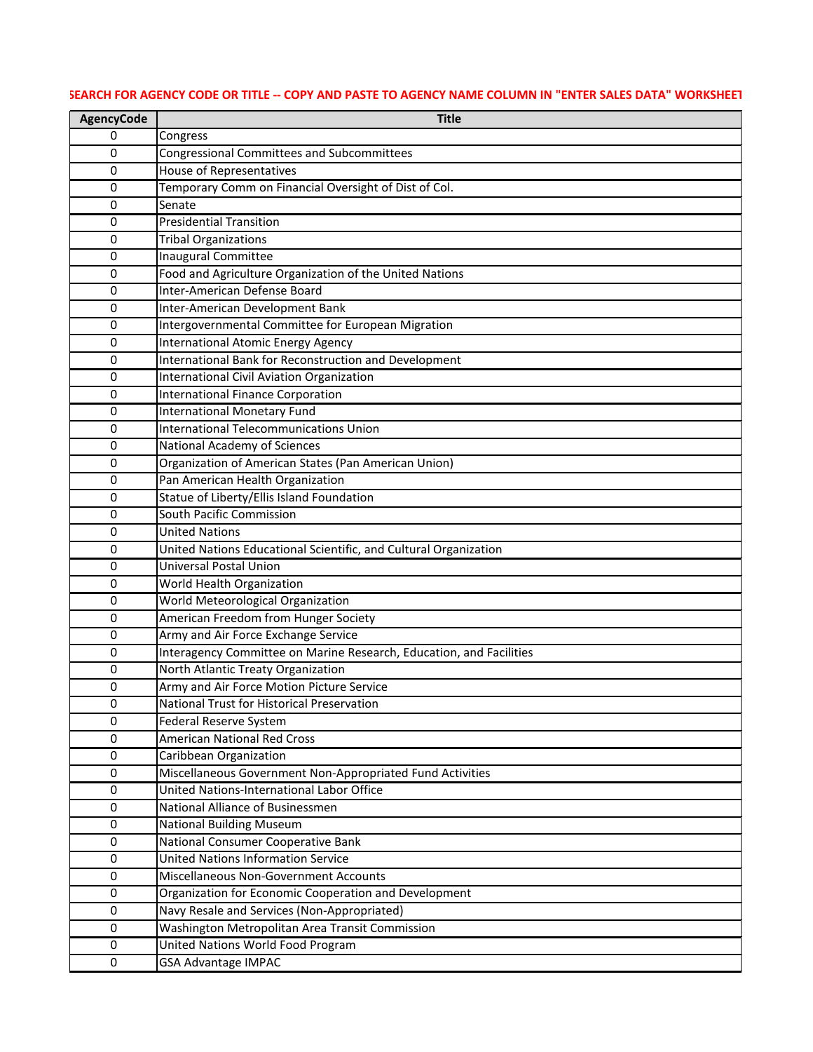SEARCH FOR AGENCY CODE OR TITLE -- COPY AND PASTE TO AGENCY NAME COLUMN IN "ENTER SALES DATA" WORKSHEET

| AgencyCode | Title |
| --- | --- |
| 0 | Congress |
| 0 | Congressional Committees and Subcommittees |
| 0 | House of Representatives |
| 0 | Temporary Comm on Financial Oversight of Dist of Col. |
| 0 | Senate |
| 0 | Presidential Transition |
| 0 | Tribal Organizations |
| 0 | Inaugural Committee |
| 0 | Food and Agriculture Organization of the United Nations |
| 0 | Inter-American Defense Board |
| 0 | Inter-American Development Bank |
| 0 | Intergovernmental Committee for European Migration |
| 0 | International Atomic Energy Agency |
| 0 | International Bank for Reconstruction and Development |
| 0 | International Civil Aviation Organization |
| 0 | International Finance Corporation |
| 0 | International Monetary Fund |
| 0 | International Telecommunications Union |
| 0 | National Academy of Sciences |
| 0 | Organization of American States (Pan American Union) |
| 0 | Pan American Health Organization |
| 0 | Statue of Liberty/Ellis Island Foundation |
| 0 | South Pacific Commission |
| 0 | United Nations |
| 0 | United Nations Educational Scientific, and Cultural Organization |
| 0 | Universal Postal Union |
| 0 | World Health Organization |
| 0 | World Meteorological Organization |
| 0 | American Freedom from Hunger Society |
| 0 | Army and Air Force Exchange Service |
| 0 | Interagency Committee on Marine Research, Education, and Facilities |
| 0 | North Atlantic Treaty Organization |
| 0 | Army and Air Force Motion Picture Service |
| 0 | National Trust for Historical Preservation |
| 0 | Federal Reserve System |
| 0 | American National Red Cross |
| 0 | Caribbean Organization |
| 0 | Miscellaneous Government Non-Appropriated Fund Activities |
| 0 | United Nations-International Labor Office |
| 0 | National Alliance of Businessmen |
| 0 | National Building Museum |
| 0 | National Consumer Cooperative Bank |
| 0 | United Nations Information Service |
| 0 | Miscellaneous Non-Government Accounts |
| 0 | Organization for Economic Cooperation and Development |
| 0 | Navy Resale and Services (Non-Appropriated) |
| 0 | Washington Metropolitan Area Transit Commission |
| 0 | United Nations World Food Program |
| 0 | GSA Advantage IMPAC |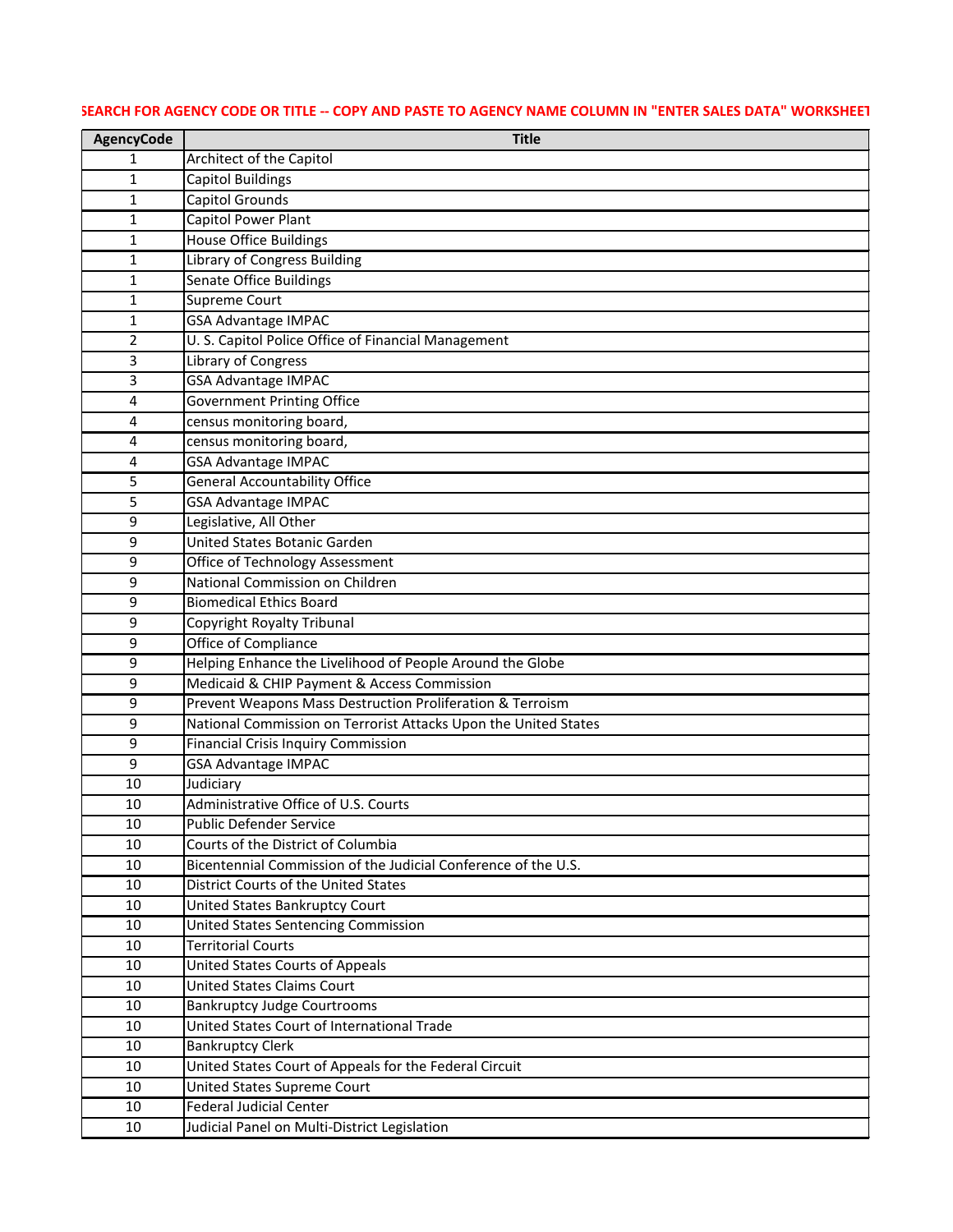SEARCH FOR AGENCY CODE OR TITLE -- COPY AND PASTE TO AGENCY NAME COLUMN IN "ENTER SALES DATA" WORKSHEET

| AgencyCode | Title |
|---|---|
| 1 | Architect of the Capitol |
| 1 | Capitol Buildings |
| 1 | Capitol Grounds |
| 1 | Capitol Power Plant |
| 1 | House Office Buildings |
| 1 | Library of Congress Building |
| 1 | Senate Office Buildings |
| 1 | Supreme Court |
| 1 | GSA Advantage IMPAC |
| 2 | U. S. Capitol Police Office of Financial Management |
| 3 | Library of Congress |
| 3 | GSA Advantage IMPAC |
| 4 | Government Printing Office |
| 4 | census monitoring board, |
| 4 | census monitoring board, |
| 4 | GSA Advantage IMPAC |
| 5 | General Accountability Office |
| 5 | GSA Advantage IMPAC |
| 9 | Legislative, All Other |
| 9 | United States Botanic Garden |
| 9 | Office of Technology Assessment |
| 9 | National Commission on Children |
| 9 | Biomedical Ethics Board |
| 9 | Copyright Royalty Tribunal |
| 9 | Office of Compliance |
| 9 | Helping Enhance the Livelihood of People Around the Globe |
| 9 | Medicaid & CHIP Payment & Access Commission |
| 9 | Prevent Weapons Mass Destruction Proliferation & Terroism |
| 9 | National Commission on Terrorist Attacks Upon the United States |
| 9 | Financial Crisis Inquiry Commission |
| 9 | GSA Advantage IMPAC |
| 10 | Judiciary |
| 10 | Administrative Office of U.S. Courts |
| 10 | Public Defender Service |
| 10 | Courts of the District of Columbia |
| 10 | Bicentennial Commission of the Judicial Conference of the U.S. |
| 10 | District Courts of the United States |
| 10 | United States Bankruptcy Court |
| 10 | United States Sentencing Commission |
| 10 | Territorial Courts |
| 10 | United States Courts of Appeals |
| 10 | United States Claims Court |
| 10 | Bankruptcy Judge Courtrooms |
| 10 | United States Court of International Trade |
| 10 | Bankruptcy Clerk |
| 10 | United States Court of Appeals for the Federal Circuit |
| 10 | United States Supreme Court |
| 10 | Federal Judicial Center |
| 10 | Judicial Panel on Multi-District Legislation |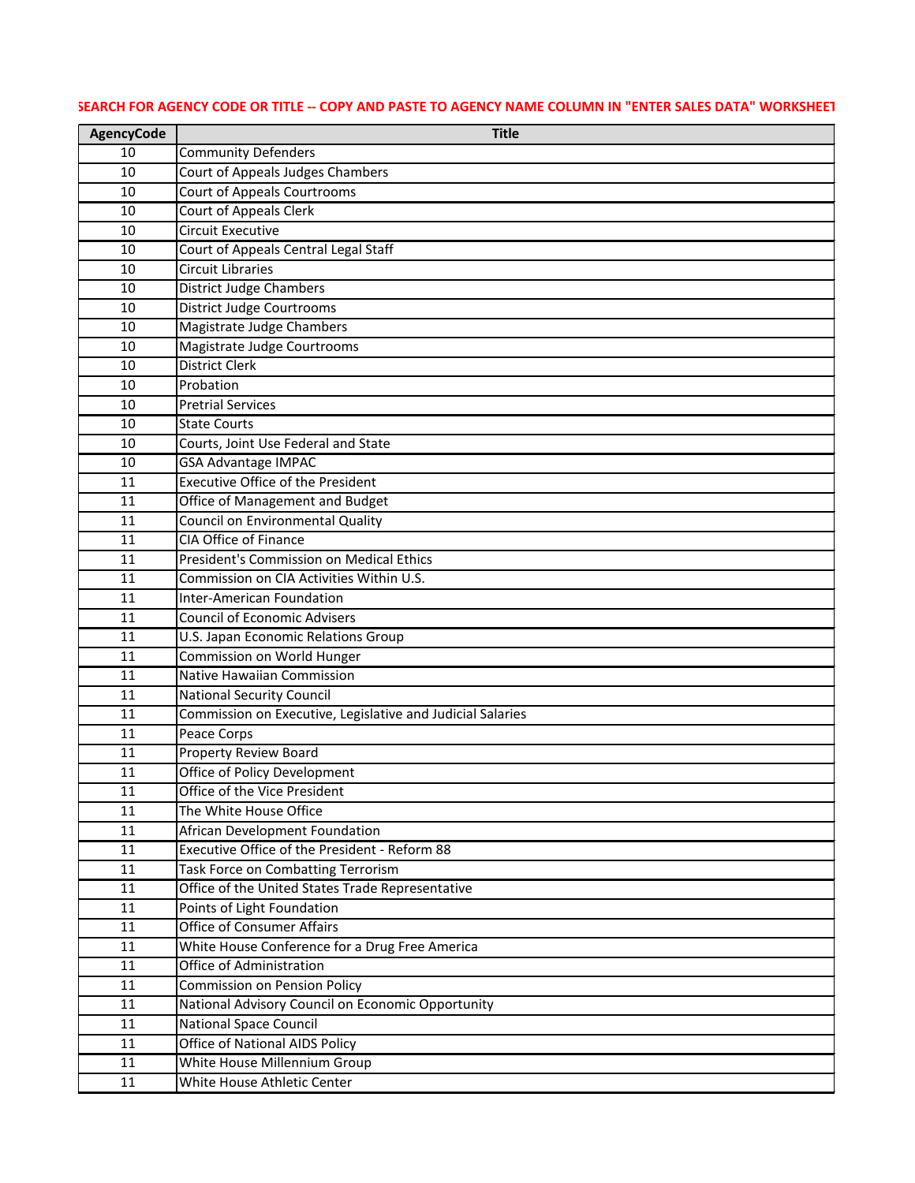SEARCH FOR AGENCY CODE OR TITLE -- COPY AND PASTE TO AGENCY NAME COLUMN IN "ENTER SALES DATA" WORKSHEET

| AgencyCode | Title |
|---|---|
| 10 | Community Defenders |
| 10 | Court of Appeals Judges Chambers |
| 10 | Court of Appeals Courtrooms |
| 10 | Court of Appeals Clerk |
| 10 | Circuit Executive |
| 10 | Court of Appeals Central Legal Staff |
| 10 | Circuit Libraries |
| 10 | District Judge Chambers |
| 10 | District Judge Courtrooms |
| 10 | Magistrate Judge Chambers |
| 10 | Magistrate Judge Courtrooms |
| 10 | District Clerk |
| 10 | Probation |
| 10 | Pretrial Services |
| 10 | State Courts |
| 10 | Courts, Joint Use Federal and State |
| 10 | GSA Advantage IMPAC |
| 11 | Executive Office of the President |
| 11 | Office of Management and Budget |
| 11 | Council on Environmental Quality |
| 11 | CIA Office of Finance |
| 11 | President's Commission on Medical Ethics |
| 11 | Commission on CIA Activities Within U.S. |
| 11 | Inter-American Foundation |
| 11 | Council of Economic Advisers |
| 11 | U.S. Japan Economic Relations Group |
| 11 | Commission on World Hunger |
| 11 | Native Hawaiian Commission |
| 11 | National Security Council |
| 11 | Commission on Executive, Legislative and Judicial Salaries |
| 11 | Peace Corps |
| 11 | Property Review Board |
| 11 | Office of Policy Development |
| 11 | Office of the Vice President |
| 11 | The White House Office |
| 11 | African Development Foundation |
| 11 | Executive Office of the President - Reform 88 |
| 11 | Task Force on Combatting Terrorism |
| 11 | Office of the United States Trade Representative |
| 11 | Points of Light Foundation |
| 11 | Office of Consumer Affairs |
| 11 | White House Conference for a Drug Free America |
| 11 | Office of Administration |
| 11 | Commission on Pension Policy |
| 11 | National Advisory Council on Economic Opportunity |
| 11 | National Space Council |
| 11 | Office of National AIDS Policy |
| 11 | White House Millennium Group |
| 11 | White House Athletic Center |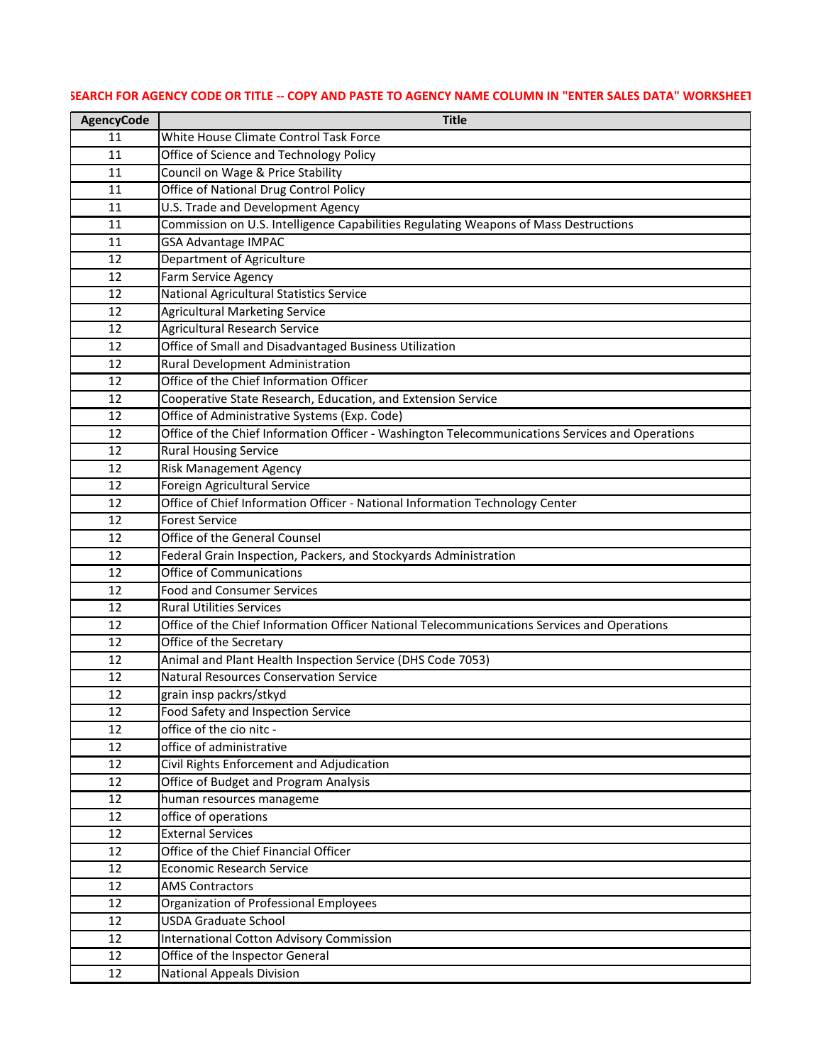SEARCH FOR AGENCY CODE OR TITLE -- COPY AND PASTE TO AGENCY NAME COLUMN IN "ENTER SALES DATA" WORKSHEET

| AgencyCode | Title |
|---|---|
| 11 | White House Climate Control Task Force |
| 11 | Office of Science and Technology Policy |
| 11 | Council on Wage & Price Stability |
| 11 | Office of National Drug Control Policy |
| 11 | U.S. Trade and Development Agency |
| 11 | Commission on U.S. Intelligence Capabilities Regulating Weapons of Mass Destructions |
| 11 | GSA Advantage IMPAC |
| 12 | Department of Agriculture |
| 12 | Farm Service Agency |
| 12 | National Agricultural Statistics Service |
| 12 | Agricultural Marketing Service |
| 12 | Agricultural Research Service |
| 12 | Office of Small and Disadvantaged Business Utilization |
| 12 | Rural Development Administration |
| 12 | Office of the Chief Information Officer |
| 12 | Cooperative State Research, Education, and Extension Service |
| 12 | Office of Administrative Systems (Exp. Code) |
| 12 | Office of the Chief Information Officer - Washington Telecommunications Services and Operations |
| 12 | Rural Housing Service |
| 12 | Risk Management Agency |
| 12 | Foreign Agricultural Service |
| 12 | Office of Chief Information Officer - National Information Technology Center |
| 12 | Forest Service |
| 12 | Office of the General Counsel |
| 12 | Federal Grain Inspection, Packers, and Stockyards Administration |
| 12 | Office of Communications |
| 12 | Food and Consumer Services |
| 12 | Rural Utilities Services |
| 12 | Office of the Chief Information Officer National Telecommunications Services and Operations |
| 12 | Office of the Secretary |
| 12 | Animal and Plant Health Inspection Service (DHS Code 7053) |
| 12 | Natural Resources Conservation Service |
| 12 | grain insp packrs/stkyd |
| 12 | Food Safety and Inspection Service |
| 12 | office of the cio nitc - |
| 12 | office of administrative |
| 12 | Civil Rights Enforcement and Adjudication |
| 12 | Office of Budget and Program Analysis |
| 12 | human resources manageme |
| 12 | office of operations |
| 12 | External Services |
| 12 | Office of the Chief Financial Officer |
| 12 | Economic Research Service |
| 12 | AMS Contractors |
| 12 | Organization of Professional Employees |
| 12 | USDA Graduate School |
| 12 | International Cotton Advisory Commission |
| 12 | Office of the Inspector General |
| 12 | National Appeals Division |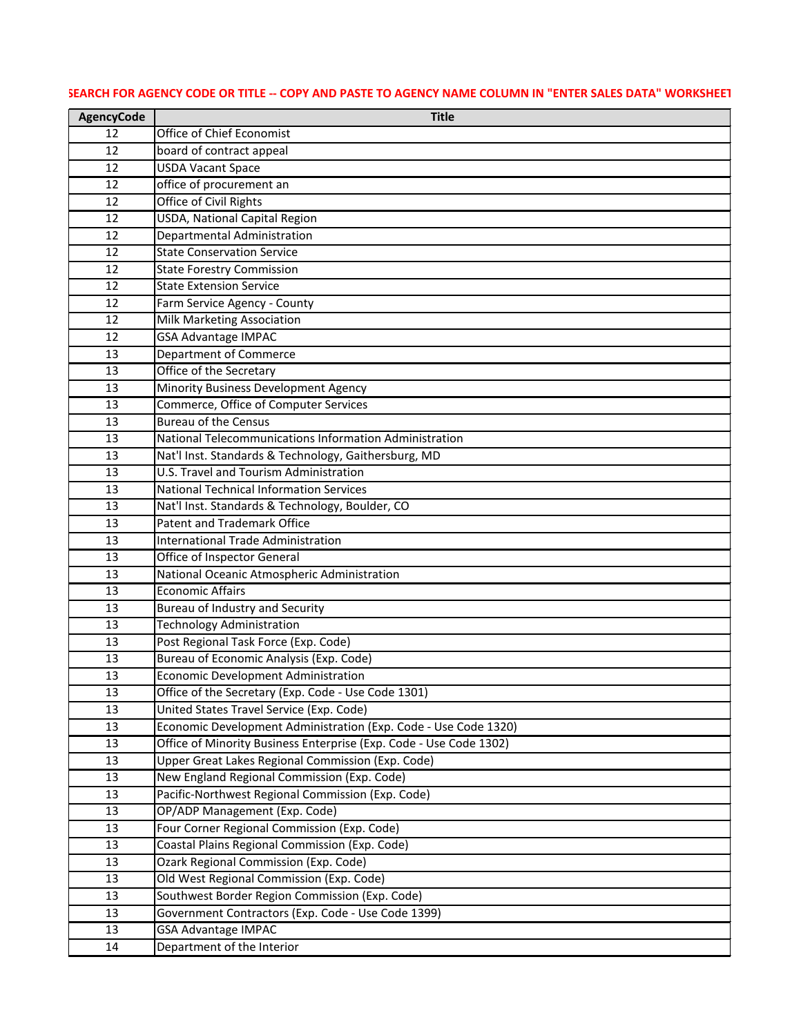SEARCH FOR AGENCY CODE OR TITLE -- COPY AND PASTE TO AGENCY NAME COLUMN IN "ENTER SALES DATA" WORKSHEET

| AgencyCode | Title |
|---|---|
| 12 | Office of Chief Economist |
| 12 | board of contract appeal |
| 12 | USDA Vacant Space |
| 12 | office of procurement an |
| 12 | Office of Civil Rights |
| 12 | USDA, National Capital Region |
| 12 | Departmental Administration |
| 12 | State Conservation Service |
| 12 | State Forestry Commission |
| 12 | State Extension Service |
| 12 | Farm Service Agency - County |
| 12 | Milk Marketing Association |
| 12 | GSA Advantage IMPAC |
| 13 | Department of Commerce |
| 13 | Office of the Secretary |
| 13 | Minority Business Development Agency |
| 13 | Commerce, Office of Computer Services |
| 13 | Bureau of the Census |
| 13 | National Telecommunications Information Administration |
| 13 | Nat'l Inst. Standards & Technology, Gaithersburg, MD |
| 13 | U.S. Travel and Tourism Administration |
| 13 | National Technical Information Services |
| 13 | Nat'l Inst. Standards & Technology, Boulder, CO |
| 13 | Patent and Trademark Office |
| 13 | International Trade Administration |
| 13 | Office of Inspector General |
| 13 | National Oceanic Atmospheric Administration |
| 13 | Economic Affairs |
| 13 | Bureau of Industry and Security |
| 13 | Technology Administration |
| 13 | Post Regional Task Force (Exp. Code) |
| 13 | Bureau of Economic Analysis (Exp. Code) |
| 13 | Economic Development Administration |
| 13 | Office of the Secretary (Exp. Code - Use Code 1301) |
| 13 | United States Travel Service (Exp. Code) |
| 13 | Economic Development Administration (Exp. Code - Use Code 1320) |
| 13 | Office of Minority Business Enterprise (Exp. Code - Use Code 1302) |
| 13 | Upper Great Lakes Regional Commission (Exp. Code) |
| 13 | New England Regional Commission (Exp. Code) |
| 13 | Pacific-Northwest Regional Commission (Exp. Code) |
| 13 | OP/ADP Management (Exp. Code) |
| 13 | Four Corner Regional Commission (Exp. Code) |
| 13 | Coastal Plains Regional Commission (Exp. Code) |
| 13 | Ozark Regional Commission (Exp. Code) |
| 13 | Old West Regional Commission (Exp. Code) |
| 13 | Southwest Border Region Commission (Exp. Code) |
| 13 | Government Contractors (Exp. Code - Use Code 1399) |
| 13 | GSA Advantage IMPAC |
| 14 | Department of the Interior |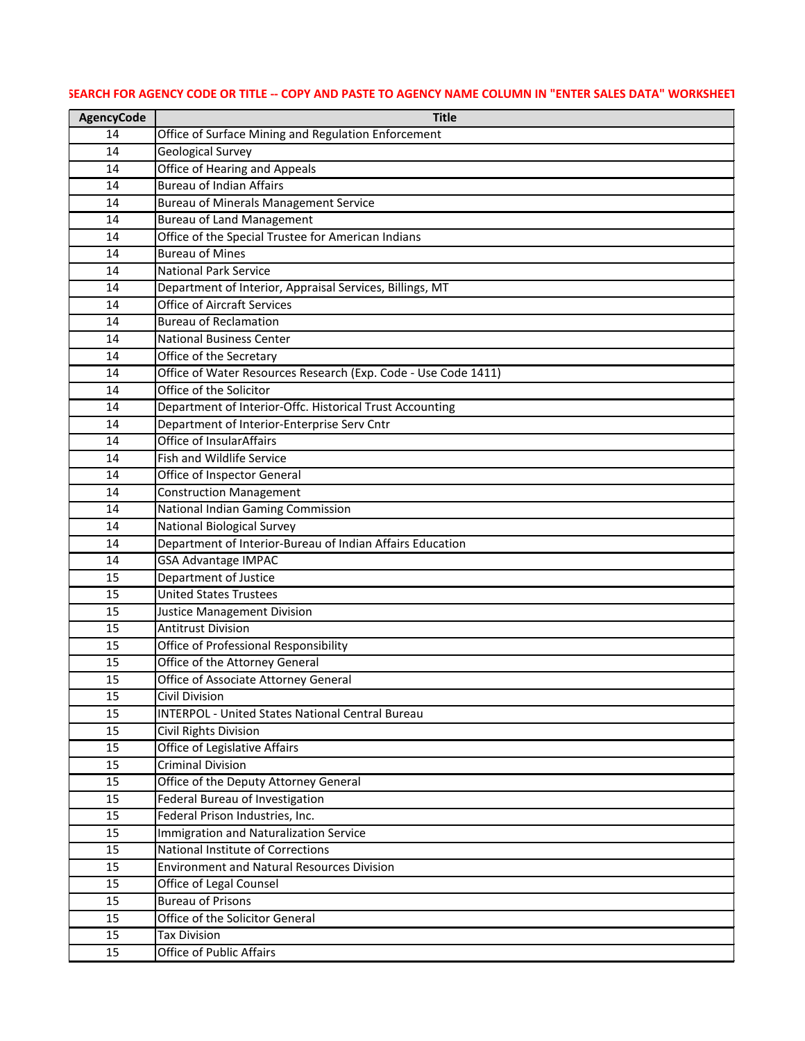SEARCH FOR AGENCY CODE OR TITLE -- COPY AND PASTE TO AGENCY NAME COLUMN IN "ENTER SALES DATA" WORKSHEET

| AgencyCode | Title |
|---|---|
| 14 | Office of Surface Mining and Regulation Enforcement |
| 14 | Geological Survey |
| 14 | Office of Hearing and Appeals |
| 14 | Bureau of Indian Affairs |
| 14 | Bureau of Minerals Management Service |
| 14 | Bureau of Land Management |
| 14 | Office of the Special Trustee for American Indians |
| 14 | Bureau of Mines |
| 14 | National Park Service |
| 14 | Department of Interior, Appraisal Services, Billings, MT |
| 14 | Office of Aircraft Services |
| 14 | Bureau of Reclamation |
| 14 | National Business Center |
| 14 | Office of the Secretary |
| 14 | Office of Water Resources Research (Exp. Code - Use Code 1411) |
| 14 | Office of the Solicitor |
| 14 | Department of Interior-Offc. Historical Trust Accounting |
| 14 | Department of Interior-Enterprise Serv Cntr |
| 14 | Office of InsularAffairs |
| 14 | Fish and Wildlife Service |
| 14 | Office of Inspector General |
| 14 | Construction Management |
| 14 | National Indian Gaming Commission |
| 14 | National Biological Survey |
| 14 | Department of Interior-Bureau of Indian Affairs Education |
| 14 | GSA Advantage IMPAC |
| 15 | Department of Justice |
| 15 | United States Trustees |
| 15 | Justice Management Division |
| 15 | Antitrust Division |
| 15 | Office of Professional Responsibility |
| 15 | Office of the Attorney General |
| 15 | Office of Associate Attorney General |
| 15 | Civil Division |
| 15 | INTERPOL - United States National Central Bureau |
| 15 | Civil Rights Division |
| 15 | Office of Legislative Affairs |
| 15 | Criminal Division |
| 15 | Office of the Deputy Attorney General |
| 15 | Federal Bureau of Investigation |
| 15 | Federal Prison Industries, Inc. |
| 15 | Immigration and Naturalization Service |
| 15 | National Institute of Corrections |
| 15 | Environment and Natural Resources Division |
| 15 | Office of Legal Counsel |
| 15 | Bureau of Prisons |
| 15 | Office of the Solicitor General |
| 15 | Tax Division |
| 15 | Office of Public Affairs |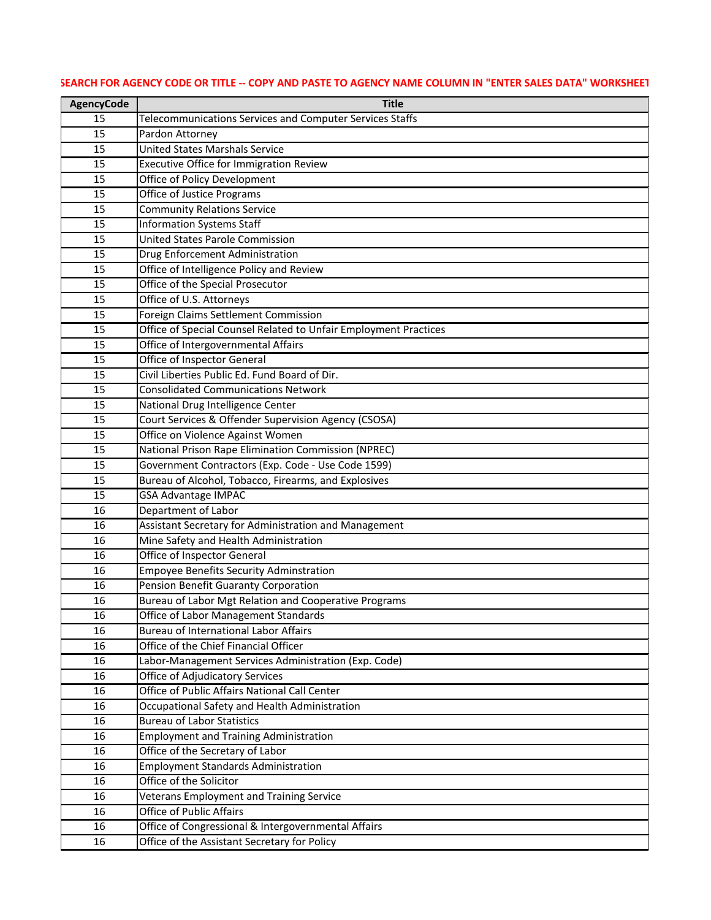SEARCH FOR AGENCY CODE OR TITLE -- COPY AND PASTE TO AGENCY NAME COLUMN IN "ENTER SALES DATA" WORKSHEET

| AgencyCode | Title |
|---|---|
| 15 | Telecommunications Services and Computer Services Staffs |
| 15 | Pardon Attorney |
| 15 | United States Marshals Service |
| 15 | Executive Office for Immigration Review |
| 15 | Office of Policy Development |
| 15 | Office of Justice Programs |
| 15 | Community Relations Service |
| 15 | Information Systems Staff |
| 15 | United States Parole Commission |
| 15 | Drug Enforcement Administration |
| 15 | Office of Intelligence Policy and Review |
| 15 | Office of the Special Prosecutor |
| 15 | Office of U.S. Attorneys |
| 15 | Foreign Claims Settlement Commission |
| 15 | Office of Special Counsel Related to Unfair Employment Practices |
| 15 | Office of Intergovernmental Affairs |
| 15 | Office of Inspector General |
| 15 | Civil Liberties Public Ed. Fund Board of Dir. |
| 15 | Consolidated Communications Network |
| 15 | National Drug Intelligence Center |
| 15 | Court Services & Offender Supervision Agency (CSOSA) |
| 15 | Office on Violence Against Women |
| 15 | National Prison Rape Elimination Commission (NPREC) |
| 15 | Government Contractors (Exp. Code - Use Code 1599) |
| 15 | Bureau of Alcohol, Tobacco, Firearms, and Explosives |
| 15 | GSA Advantage IMPAC |
| 16 | Department of Labor |
| 16 | Assistant Secretary for Administration and Management |
| 16 | Mine Safety and Health Administration |
| 16 | Office of Inspector General |
| 16 | Empoyee Benefits Security Adminstration |
| 16 | Pension Benefit Guaranty Corporation |
| 16 | Bureau of Labor Mgt Relation and Cooperative Programs |
| 16 | Office of Labor Management Standards |
| 16 | Bureau of International Labor Affairs |
| 16 | Office of the Chief Financial Officer |
| 16 | Labor-Management Services Administration (Exp. Code) |
| 16 | Office of Adjudicatory Services |
| 16 | Office of Public Affairs National Call Center |
| 16 | Occupational Safety and Health Administration |
| 16 | Bureau of Labor Statistics |
| 16 | Employment and Training Administration |
| 16 | Office of the Secretary of Labor |
| 16 | Employment Standards Administration |
| 16 | Office of the Solicitor |
| 16 | Veterans Employment and Training Service |
| 16 | Office of Public Affairs |
| 16 | Office of Congressional & Intergovernmental Affairs |
| 16 | Office of the Assistant Secretary for Policy |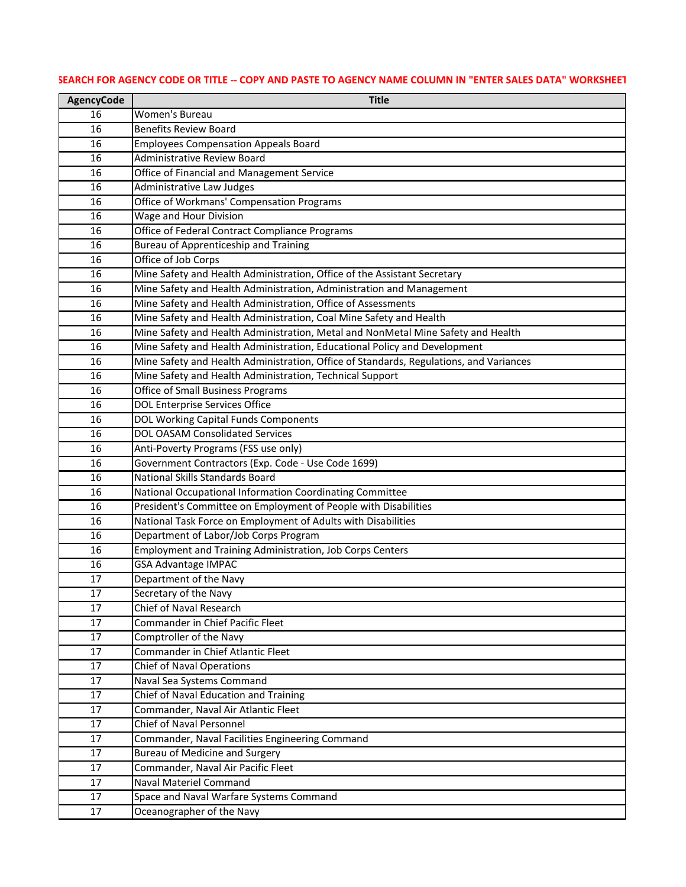SEARCH FOR AGENCY CODE OR TITLE -- COPY AND PASTE TO AGENCY NAME COLUMN IN "ENTER SALES DATA" WORKSHEET

| AgencyCode | Title |
|---|---|
| 16 | Women's Bureau |
| 16 | Benefits Review Board |
| 16 | Employees Compensation Appeals Board |
| 16 | Administrative Review Board |
| 16 | Office of Financial and Management Service |
| 16 | Administrative Law Judges |
| 16 | Office of Workmans' Compensation Programs |
| 16 | Wage and Hour Division |
| 16 | Office of Federal Contract Compliance Programs |
| 16 | Bureau of Apprenticeship and Training |
| 16 | Office of Job Corps |
| 16 | Mine Safety and Health Administration, Office of the Assistant Secretary |
| 16 | Mine Safety and Health Administration, Administration and Management |
| 16 | Mine Safety and Health Administration, Office of Assessments |
| 16 | Mine Safety and Health Administration, Coal Mine Safety and Health |
| 16 | Mine Safety and Health Administration, Metal and NonMetal Mine Safety and Health |
| 16 | Mine Safety and Health Administration, Educational Policy and Development |
| 16 | Mine Safety and Health Administration, Office of Standards, Regulations, and Variances |
| 16 | Mine Safety and Health Administration, Technical Support |
| 16 | Office of Small Business Programs |
| 16 | DOL Enterprise Services Office |
| 16 | DOL Working Capital Funds Components |
| 16 | DOL OASAM Consolidated Services |
| 16 | Anti-Poverty Programs (FSS use only) |
| 16 | Government Contractors (Exp. Code - Use Code 1699) |
| 16 | National Skills Standards Board |
| 16 | National Occupational Information Coordinating Committee |
| 16 | President's Committee on Employment of People with Disabilities |
| 16 | National Task Force on Employment of Adults with Disabilities |
| 16 | Department of Labor/Job Corps Program |
| 16 | Employment and Training Administration, Job Corps Centers |
| 16 | GSA Advantage IMPAC |
| 17 | Department of the Navy |
| 17 | Secretary of the Navy |
| 17 | Chief of Naval Research |
| 17 | Commander in Chief Pacific Fleet |
| 17 | Comptroller of the Navy |
| 17 | Commander in Chief Atlantic Fleet |
| 17 | Chief of Naval Operations |
| 17 | Naval Sea Systems Command |
| 17 | Chief of Naval Education and Training |
| 17 | Commander, Naval Air Atlantic Fleet |
| 17 | Chief of Naval Personnel |
| 17 | Commander, Naval Facilities Engineering Command |
| 17 | Bureau of Medicine and Surgery |
| 17 | Commander, Naval Air Pacific Fleet |
| 17 | Naval Materiel Command |
| 17 | Space and Naval Warfare Systems Command |
| 17 | Oceanographer of the Navy |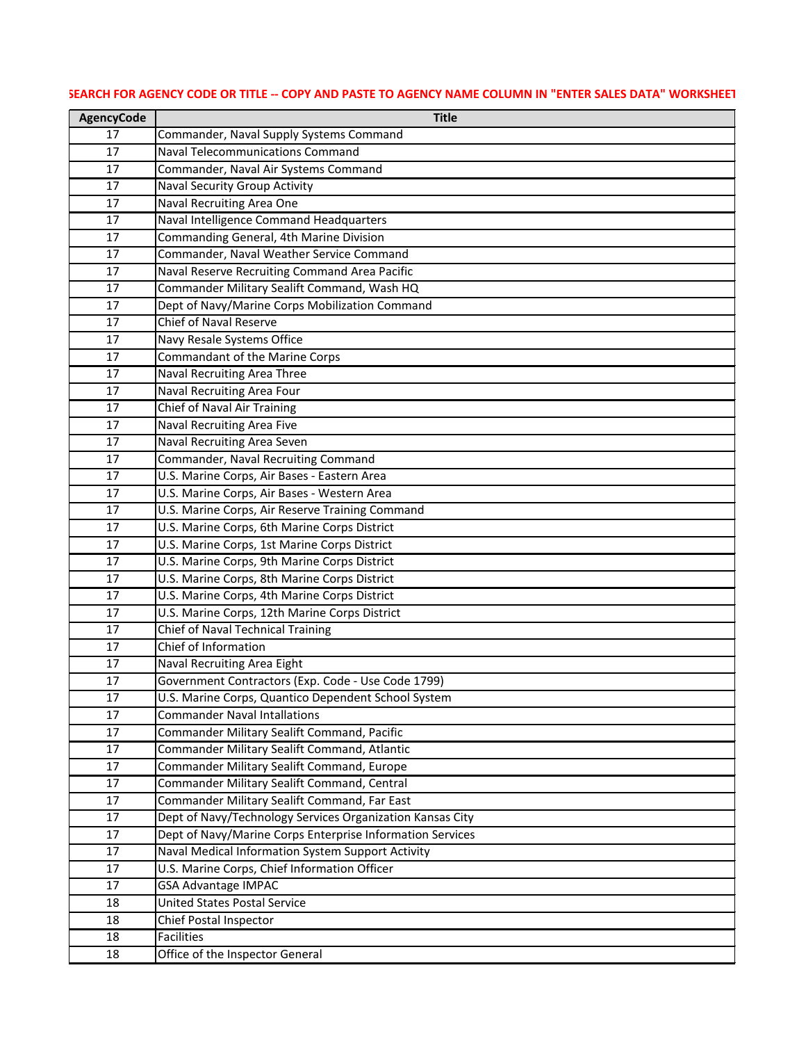SEARCH FOR AGENCY CODE OR TITLE -- COPY AND PASTE TO AGENCY NAME COLUMN IN "ENTER SALES DATA" WORKSHEET

| AgencyCode | Title |
|---|---|
| 17 | Commander, Naval Supply Systems Command |
| 17 | Naval Telecommunications Command |
| 17 | Commander, Naval Air Systems Command |
| 17 | Naval Security Group Activity |
| 17 | Naval Recruiting Area One |
| 17 | Naval Intelligence Command Headquarters |
| 17 | Commanding General, 4th Marine Division |
| 17 | Commander, Naval Weather Service Command |
| 17 | Naval Reserve Recruiting Command Area Pacific |
| 17 | Commander Military Sealift Command, Wash HQ |
| 17 | Dept of Navy/Marine Corps Mobilization Command |
| 17 | Chief of Naval Reserve |
| 17 | Navy Resale Systems Office |
| 17 | Commandant of the Marine Corps |
| 17 | Naval Recruiting Area Three |
| 17 | Naval Recruiting Area Four |
| 17 | Chief of Naval Air Training |
| 17 | Naval Recruiting Area Five |
| 17 | Naval Recruiting Area Seven |
| 17 | Commander, Naval Recruiting Command |
| 17 | U.S. Marine Corps, Air Bases - Eastern Area |
| 17 | U.S. Marine Corps, Air Bases - Western Area |
| 17 | U.S. Marine Corps, Air Reserve Training Command |
| 17 | U.S. Marine Corps, 6th Marine Corps District |
| 17 | U.S. Marine Corps, 1st Marine Corps District |
| 17 | U.S. Marine Corps, 9th Marine Corps District |
| 17 | U.S. Marine Corps, 8th Marine Corps District |
| 17 | U.S. Marine Corps, 4th Marine Corps District |
| 17 | U.S. Marine Corps, 12th Marine Corps District |
| 17 | Chief of Naval Technical Training |
| 17 | Chief of Information |
| 17 | Naval Recruiting Area Eight |
| 17 | Government Contractors (Exp. Code - Use Code 1799) |
| 17 | U.S. Marine Corps, Quantico Dependent School System |
| 17 | Commander Naval Installations |
| 17 | Commander Military Sealift Command, Pacific |
| 17 | Commander Military Sealift Command, Atlantic |
| 17 | Commander Military Sealift Command, Europe |
| 17 | Commander Military Sealift Command, Central |
| 17 | Commander Military Sealift Command, Far East |
| 17 | Dept of Navy/Technology Services Organization Kansas City |
| 17 | Dept of Navy/Marine Corps Enterprise Information Services |
| 17 | Naval Medical Information System Support Activity |
| 17 | U.S. Marine Corps, Chief Information Officer |
| 17 | GSA Advantage IMPAC |
| 18 | United States Postal Service |
| 18 | Chief Postal Inspector |
| 18 | Facilities |
| 18 | Office of the Inspector General |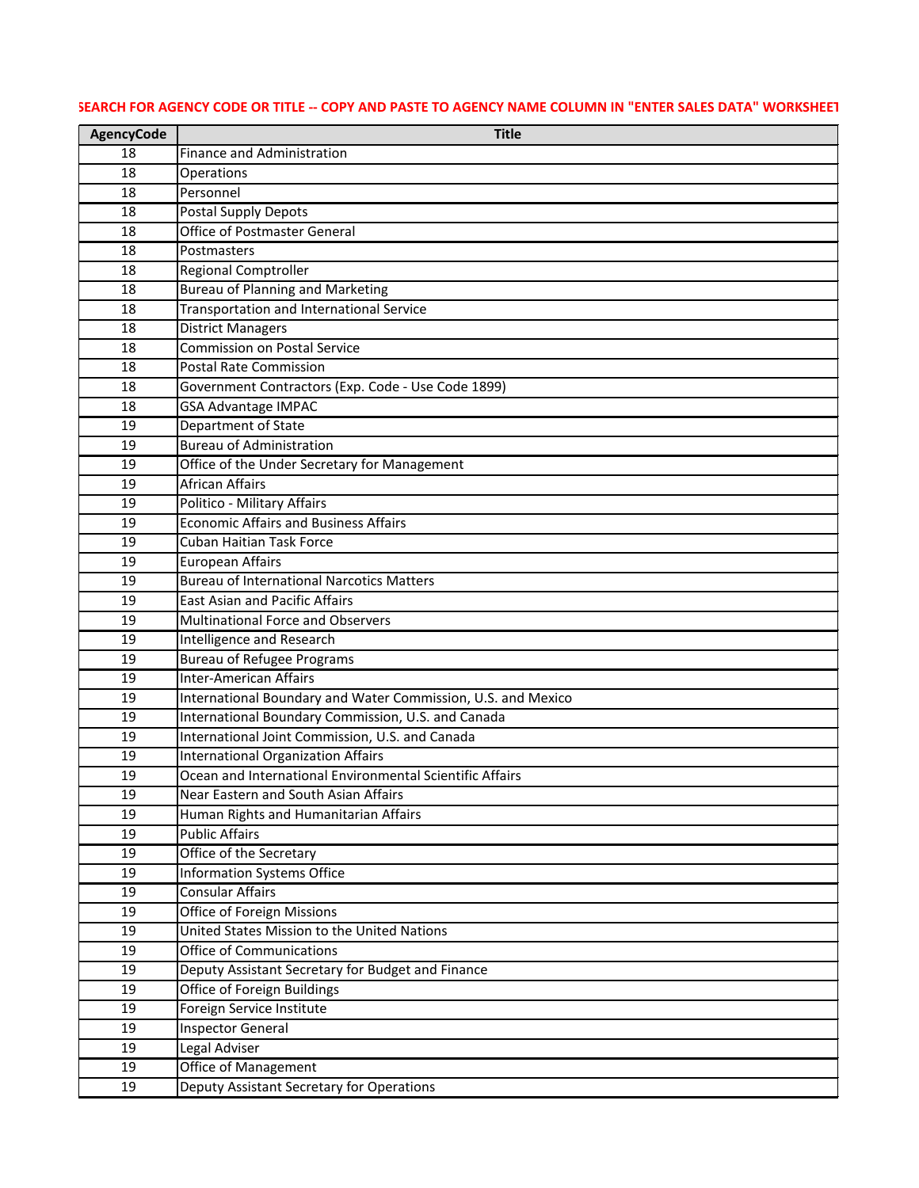SEARCH FOR AGENCY CODE OR TITLE -- COPY AND PASTE TO AGENCY NAME COLUMN IN "ENTER SALES DATA" WORKSHEET

| AgencyCode | Title |
|---|---|
| 18 | Finance and Administration |
| 18 | Operations |
| 18 | Personnel |
| 18 | Postal Supply Depots |
| 18 | Office of Postmaster General |
| 18 | Postmasters |
| 18 | Regional Comptroller |
| 18 | Bureau of Planning and Marketing |
| 18 | Transportation and International Service |
| 18 | District Managers |
| 18 | Commission on Postal Service |
| 18 | Postal Rate Commission |
| 18 | Government Contractors (Exp. Code - Use Code 1899) |
| 18 | GSA Advantage IMPAC |
| 19 | Department of State |
| 19 | Bureau of Administration |
| 19 | Office of the Under Secretary for Management |
| 19 | African Affairs |
| 19 | Politico - Military Affairs |
| 19 | Economic Affairs and Business Affairs |
| 19 | Cuban Haitian Task Force |
| 19 | European Affairs |
| 19 | Bureau of International Narcotics Matters |
| 19 | East Asian and Pacific Affairs |
| 19 | Multinational Force and Observers |
| 19 | Intelligence and Research |
| 19 | Bureau of Refugee Programs |
| 19 | Inter-American Affairs |
| 19 | International Boundary and Water Commission, U.S. and Mexico |
| 19 | International Boundary Commission, U.S. and Canada |
| 19 | International Joint Commission, U.S. and Canada |
| 19 | International Organization Affairs |
| 19 | Ocean and International Environmental Scientific Affairs |
| 19 | Near Eastern and South Asian Affairs |
| 19 | Human Rights and Humanitarian Affairs |
| 19 | Public Affairs |
| 19 | Office of the Secretary |
| 19 | Information Systems Office |
| 19 | Consular Affairs |
| 19 | Office of Foreign Missions |
| 19 | United States Mission to the United Nations |
| 19 | Office of Communications |
| 19 | Deputy Assistant Secretary for Budget and Finance |
| 19 | Office of Foreign Buildings |
| 19 | Foreign Service Institute |
| 19 | Inspector General |
| 19 | Legal Adviser |
| 19 | Office of Management |
| 19 | Deputy Assistant Secretary for Operations |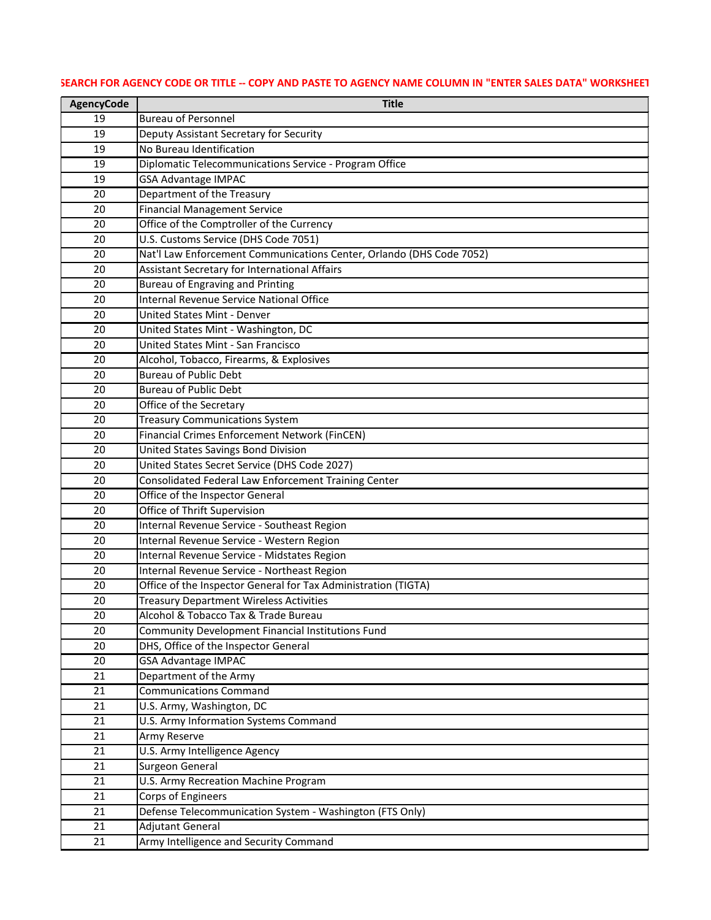SEARCH FOR AGENCY CODE OR TITLE -- COPY AND PASTE TO AGENCY NAME COLUMN IN "ENTER SALES DATA" WORKSHEET

| AgencyCode | Title |
|---|---|
| 19 | Bureau of Personnel |
| 19 | Deputy Assistant Secretary for Security |
| 19 | No Bureau Identification |
| 19 | Diplomatic Telecommunications Service - Program Office |
| 19 | GSA Advantage IMPAC |
| 20 | Department of the Treasury |
| 20 | Financial Management Service |
| 20 | Office of the Comptroller of the Currency |
| 20 | U.S. Customs Service (DHS Code 7051) |
| 20 | Nat'l Law Enforcement Communications Center, Orlando (DHS Code 7052) |
| 20 | Assistant Secretary for International Affairs |
| 20 | Bureau of Engraving and Printing |
| 20 | Internal Revenue Service National Office |
| 20 | United States Mint - Denver |
| 20 | United States Mint - Washington, DC |
| 20 | United States Mint - San Francisco |
| 20 | Alcohol, Tobacco, Firearms, & Explosives |
| 20 | Bureau of Public Debt |
| 20 | Bureau of Public Debt |
| 20 | Office of the Secretary |
| 20 | Treasury Communications System |
| 20 | Financial Crimes Enforcement Network (FinCEN) |
| 20 | United States Savings Bond Division |
| 20 | United States Secret Service (DHS Code 2027) |
| 20 | Consolidated Federal Law Enforcement Training Center |
| 20 | Office of the Inspector General |
| 20 | Office of Thrift Supervision |
| 20 | Internal Revenue Service - Southeast Region |
| 20 | Internal Revenue Service - Western Region |
| 20 | Internal Revenue Service - Midstates Region |
| 20 | Internal Revenue Service - Northeast Region |
| 20 | Office of the Inspector General for Tax Administration (TIGTA) |
| 20 | Treasury Department Wireless Activities |
| 20 | Alcohol & Tobacco Tax & Trade Bureau |
| 20 | Community Development Financial Institutions Fund |
| 20 | DHS, Office of the Inspector General |
| 20 | GSA Advantage IMPAC |
| 21 | Department of the Army |
| 21 | Communications Command |
| 21 | U.S. Army, Washington, DC |
| 21 | U.S. Army Information Systems Command |
| 21 | Army Reserve |
| 21 | U.S. Army Intelligence Agency |
| 21 | Surgeon General |
| 21 | U.S. Army Recreation Machine Program |
| 21 | Corps of Engineers |
| 21 | Defense Telecommunication System - Washington (FTS Only) |
| 21 | Adjutant General |
| 21 | Army Intelligence and Security Command |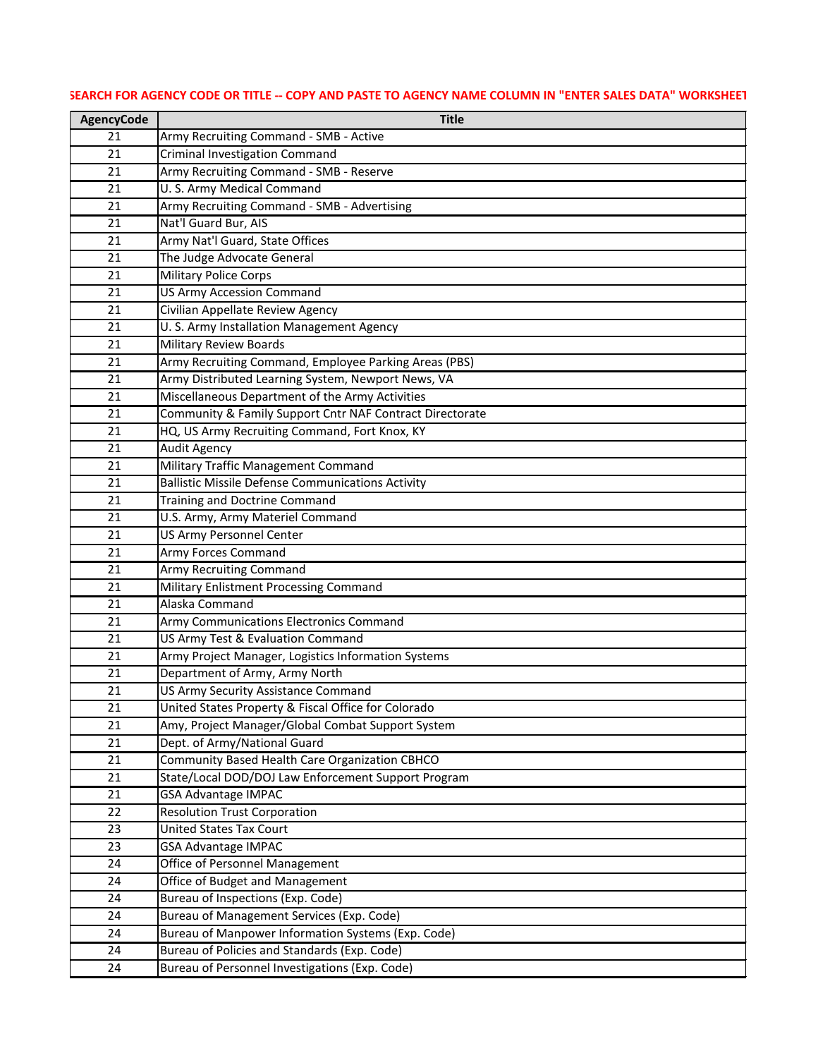SEARCH FOR AGENCY CODE OR TITLE -- COPY AND PASTE TO AGENCY NAME COLUMN IN "ENTER SALES DATA" WORKSHEET

| AgencyCode | Title |
|---|---|
| 21 | Army Recruiting Command - SMB - Active |
| 21 | Criminal Investigation Command |
| 21 | Army Recruiting Command - SMB - Reserve |
| 21 | U. S. Army Medical Command |
| 21 | Army Recruiting Command - SMB - Advertising |
| 21 | Nat'l Guard Bur, AIS |
| 21 | Army Nat'l Guard, State Offices |
| 21 | The Judge Advocate General |
| 21 | Military Police Corps |
| 21 | US Army Accession Command |
| 21 | Civilian Appellate Review Agency |
| 21 | U. S. Army Installation Management Agency |
| 21 | Military Review Boards |
| 21 | Army Recruiting Command, Employee Parking Areas (PBS) |
| 21 | Army Distributed Learning System, Newport News, VA |
| 21 | Miscellaneous Department of the Army Activities |
| 21 | Community & Family Support Cntr NAF Contract Directorate |
| 21 | HQ, US Army Recruiting Command, Fort Knox, KY |
| 21 | Audit Agency |
| 21 | Military Traffic Management Command |
| 21 | Ballistic Missile Defense Communications Activity |
| 21 | Training and Doctrine Command |
| 21 | U.S. Army, Army Materiel Command |
| 21 | US Army Personnel Center |
| 21 | Army Forces Command |
| 21 | Army Recruiting Command |
| 21 | Military Enlistment Processing Command |
| 21 | Alaska Command |
| 21 | Army Communications Electronics Command |
| 21 | US Army Test & Evaluation Command |
| 21 | Army Project Manager, Logistics Information Systems |
| 21 | Department of Army, Army North |
| 21 | US Army Security Assistance Command |
| 21 | United States Property & Fiscal Office for Colorado |
| 21 | Amy, Project Manager/Global Combat Support System |
| 21 | Dept. of Army/National Guard |
| 21 | Community Based Health Care Organization CBHCO |
| 21 | State/Local DOD/DOJ Law Enforcement Support Program |
| 21 | GSA Advantage IMPAC |
| 22 | Resolution Trust Corporation |
| 23 | United States Tax Court |
| 23 | GSA Advantage IMPAC |
| 24 | Office of Personnel Management |
| 24 | Office of Budget and Management |
| 24 | Bureau of Inspections (Exp. Code) |
| 24 | Bureau of Management Services (Exp. Code) |
| 24 | Bureau of Manpower Information Systems (Exp. Code) |
| 24 | Bureau of Policies and Standards (Exp. Code) |
| 24 | Bureau of Personnel Investigations (Exp. Code) |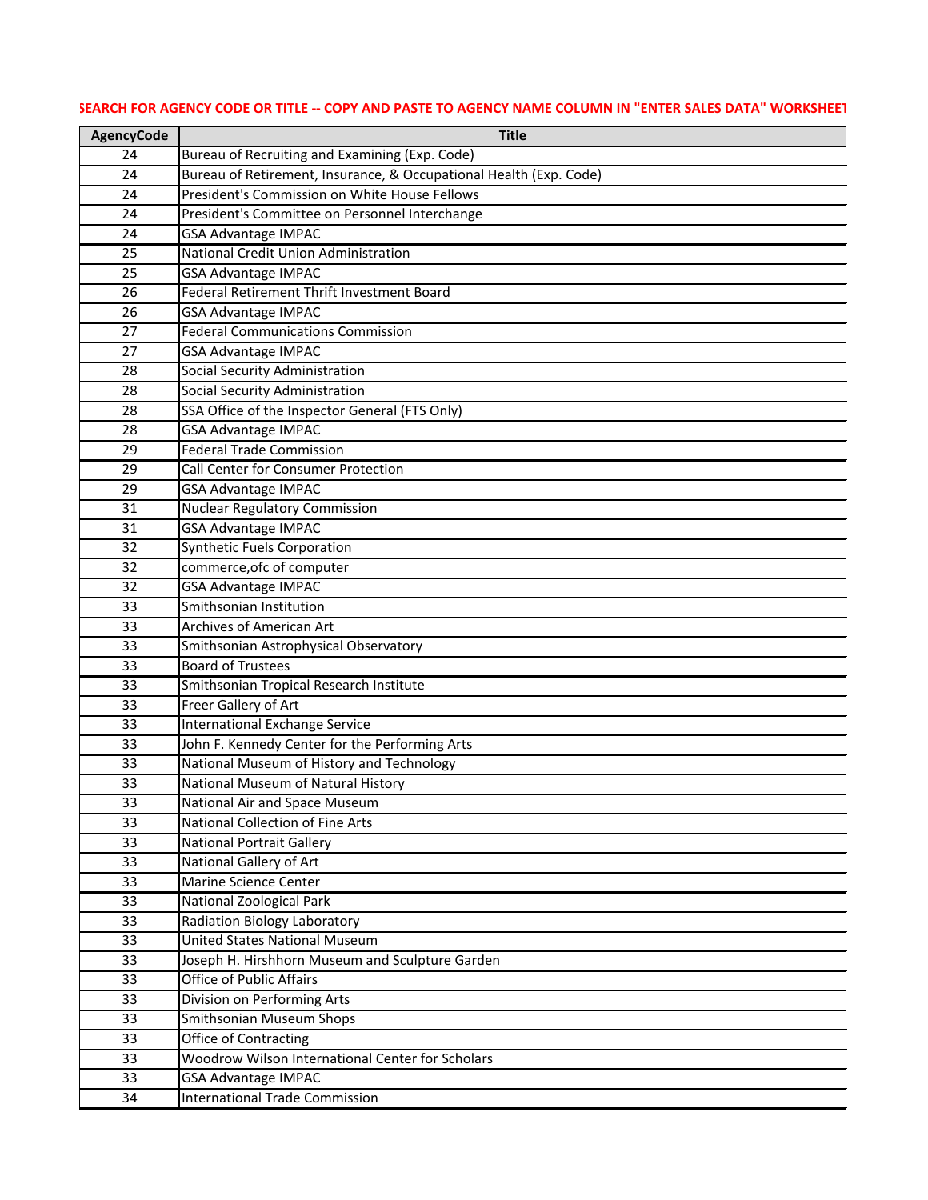SEARCH FOR AGENCY CODE OR TITLE -- COPY AND PASTE TO AGENCY NAME COLUMN IN "ENTER SALES DATA" WORKSHEET

| AgencyCode | Title |
|---|---|
| 24 | Bureau of Recruiting and Examining (Exp. Code) |
| 24 | Bureau of Retirement, Insurance, & Occupational Health (Exp. Code) |
| 24 | President's Commission on White House Fellows |
| 24 | President's Committee on Personnel Interchange |
| 24 | GSA Advantage IMPAC |
| 25 | National Credit Union Administration |
| 25 | GSA Advantage IMPAC |
| 26 | Federal Retirement Thrift Investment Board |
| 26 | GSA Advantage IMPAC |
| 27 | Federal Communications Commission |
| 27 | GSA Advantage IMPAC |
| 28 | Social Security Administration |
| 28 | Social Security Administration |
| 28 | SSA Office of the Inspector General (FTS Only) |
| 28 | GSA Advantage IMPAC |
| 29 | Federal Trade Commission |
| 29 | Call Center for Consumer Protection |
| 29 | GSA Advantage IMPAC |
| 31 | Nuclear Regulatory Commission |
| 31 | GSA Advantage IMPAC |
| 32 | Synthetic Fuels Corporation |
| 32 | commerce,ofc of computer |
| 32 | GSA Advantage IMPAC |
| 33 | Smithsonian Institution |
| 33 | Archives of American Art |
| 33 | Smithsonian Astrophysical Observatory |
| 33 | Board of Trustees |
| 33 | Smithsonian Tropical Research Institute |
| 33 | Freer Gallery of Art |
| 33 | International Exchange Service |
| 33 | John F. Kennedy Center for the Performing Arts |
| 33 | National Museum of History and Technology |
| 33 | National Museum of Natural History |
| 33 | National Air and Space Museum |
| 33 | National Collection of Fine Arts |
| 33 | National Portrait Gallery |
| 33 | National Gallery of Art |
| 33 | Marine Science Center |
| 33 | National Zoological Park |
| 33 | Radiation Biology Laboratory |
| 33 | United States National Museum |
| 33 | Joseph H. Hirshhorn Museum and Sculpture Garden |
| 33 | Office of Public Affairs |
| 33 | Division on Performing Arts |
| 33 | Smithsonian Museum Shops |
| 33 | Office of Contracting |
| 33 | Woodrow Wilson International Center for Scholars |
| 33 | GSA Advantage IMPAC |
| 34 | International Trade Commission |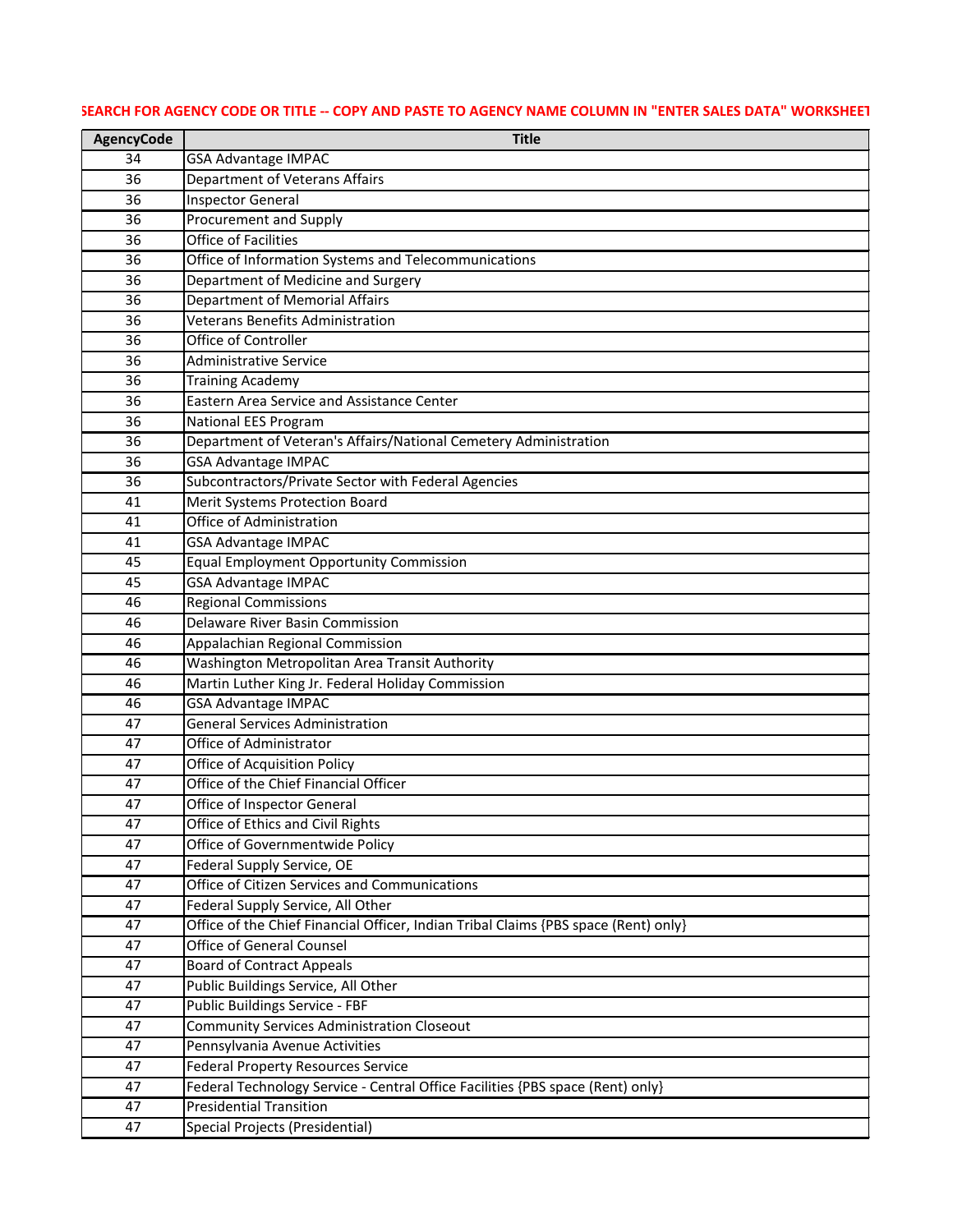SEARCH FOR AGENCY CODE OR TITLE -- COPY AND PASTE TO AGENCY NAME COLUMN IN "ENTER SALES DATA" WORKSHEET

| AgencyCode | Title |
|---|---|
| 34 | GSA Advantage IMPAC |
| 36 | Department of Veterans Affairs |
| 36 | Inspector General |
| 36 | Procurement and Supply |
| 36 | Office of Facilities |
| 36 | Office of Information Systems and Telecommunications |
| 36 | Department of Medicine and Surgery |
| 36 | Department of Memorial Affairs |
| 36 | Veterans Benefits Administration |
| 36 | Office of Controller |
| 36 | Administrative Service |
| 36 | Training Academy |
| 36 | Eastern Area Service and Assistance Center |
| 36 | National EES Program |
| 36 | Department of Veteran's Affairs/National Cemetery Administration |
| 36 | GSA Advantage IMPAC |
| 36 | Subcontractors/Private Sector with Federal Agencies |
| 41 | Merit Systems Protection Board |
| 41 | Office of Administration |
| 41 | GSA Advantage IMPAC |
| 45 | Equal Employment Opportunity Commission |
| 45 | GSA Advantage IMPAC |
| 46 | Regional Commissions |
| 46 | Delaware River Basin Commission |
| 46 | Appalachian Regional Commission |
| 46 | Washington Metropolitan Area Transit Authority |
| 46 | Martin Luther King Jr. Federal Holiday Commission |
| 46 | GSA Advantage IMPAC |
| 47 | General Services Administration |
| 47 | Office of Administrator |
| 47 | Office of Acquisition Policy |
| 47 | Office of the Chief Financial Officer |
| 47 | Office of Inspector General |
| 47 | Office of Ethics and Civil Rights |
| 47 | Office of Governmentwide Policy |
| 47 | Federal Supply Service, OE |
| 47 | Office of Citizen Services and Communications |
| 47 | Federal Supply Service, All Other |
| 47 | Office of the Chief Financial Officer, Indian Tribal Claims {PBS space (Rent) only} |
| 47 | Office of General Counsel |
| 47 | Board of Contract Appeals |
| 47 | Public Buildings Service, All Other |
| 47 | Public Buildings Service - FBF |
| 47 | Community Services Administration Closeout |
| 47 | Pennsylvania Avenue Activities |
| 47 | Federal Property Resources Service |
| 47 | Federal Technology Service - Central Office Facilities {PBS space (Rent) only} |
| 47 | Presidential Transition |
| 47 | Special Projects (Presidential) |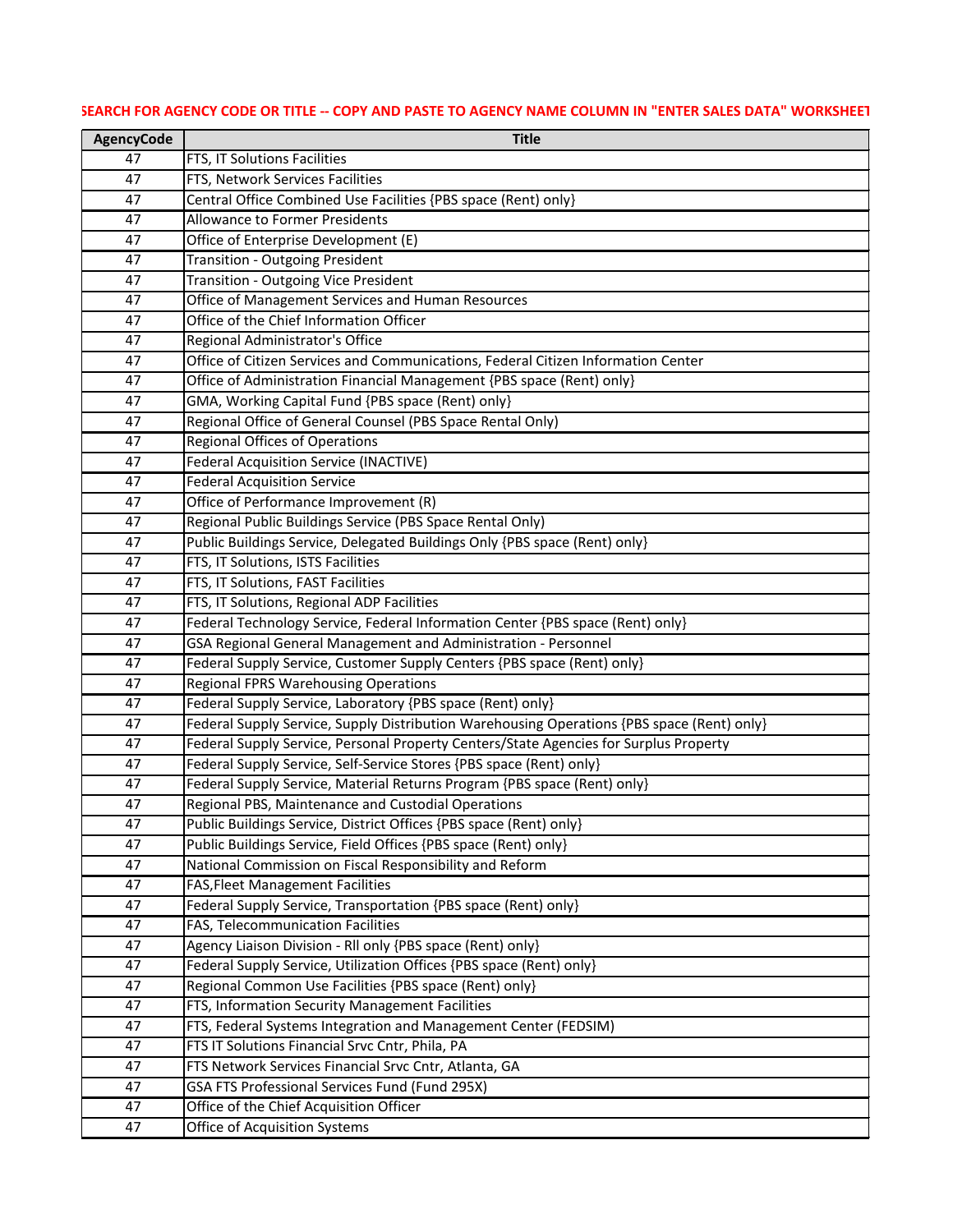SEARCH FOR AGENCY CODE OR TITLE -- COPY AND PASTE TO AGENCY NAME COLUMN IN "ENTER SALES DATA" WORKSHEET

| AgencyCode | Title |
|---|---|
| 47 | FTS, IT Solutions Facilities |
| 47 | FTS, Network Services Facilities |
| 47 | Central Office Combined Use Facilities {PBS space (Rent) only} |
| 47 | Allowance to Former Presidents |
| 47 | Office of Enterprise Development (E) |
| 47 | Transition - Outgoing President |
| 47 | Transition - Outgoing Vice President |
| 47 | Office of Management Services and Human Resources |
| 47 | Office of the Chief Information Officer |
| 47 | Regional Administrator's Office |
| 47 | Office of Citizen Services and Communications, Federal Citizen Information Center |
| 47 | Office of Administration Financial Management {PBS space (Rent) only} |
| 47 | GMA, Working Capital Fund {PBS space (Rent) only} |
| 47 | Regional Office of General Counsel (PBS Space Rental Only) |
| 47 | Regional Offices of Operations |
| 47 | Federal Acquisition Service (INACTIVE) |
| 47 | Federal Acquisition Service |
| 47 | Office of Performance Improvement (R) |
| 47 | Regional Public Buildings Service (PBS Space Rental Only) |
| 47 | Public Buildings Service, Delegated Buildings Only {PBS space (Rent) only} |
| 47 | FTS, IT Solutions, ISTS Facilities |
| 47 | FTS, IT Solutions, FAST Facilities |
| 47 | FTS, IT Solutions, Regional ADP Facilities |
| 47 | Federal Technology Service, Federal Information Center {PBS space (Rent) only} |
| 47 | GSA Regional General Management and Administration - Personnel |
| 47 | Federal Supply Service, Customer Supply Centers {PBS space (Rent) only} |
| 47 | Regional FPRS Warehousing Operations |
| 47 | Federal Supply Service, Laboratory {PBS space (Rent) only} |
| 47 | Federal Supply Service, Supply Distribution Warehousing Operations {PBS space (Rent) only} |
| 47 | Federal Supply Service, Personal Property Centers/State Agencies for Surplus Property |
| 47 | Federal Supply Service, Self-Service Stores {PBS space (Rent) only} |
| 47 | Federal Supply Service, Material Returns Program {PBS space (Rent) only} |
| 47 | Regional PBS, Maintenance and Custodial Operations |
| 47 | Public Buildings Service, District Offices {PBS space (Rent) only} |
| 47 | Public Buildings Service, Field Offices {PBS space (Rent) only} |
| 47 | National Commission on Fiscal Responsibility and Reform |
| 47 | FAS,Fleet Management Facilities |
| 47 | Federal Supply Service, Transportation {PBS space (Rent) only} |
| 47 | FAS, Telecommunication Facilities |
| 47 | Agency Liaison Division - RII only {PBS space (Rent) only} |
| 47 | Federal Supply Service, Utilization Offices {PBS space (Rent) only} |
| 47 | Regional Common Use Facilities {PBS space (Rent) only} |
| 47 | FTS, Information Security Management Facilities |
| 47 | FTS, Federal Systems Integration and Management Center (FEDSIM) |
| 47 | FTS IT Solutions Financial Srvc Cntr, Phila, PA |
| 47 | FTS Network Services Financial Srvc Cntr, Atlanta, GA |
| 47 | GSA FTS Professional Services Fund (Fund 295X) |
| 47 | Office of the Chief Acquisition Officer |
| 47 | Office of Acquisition Systems |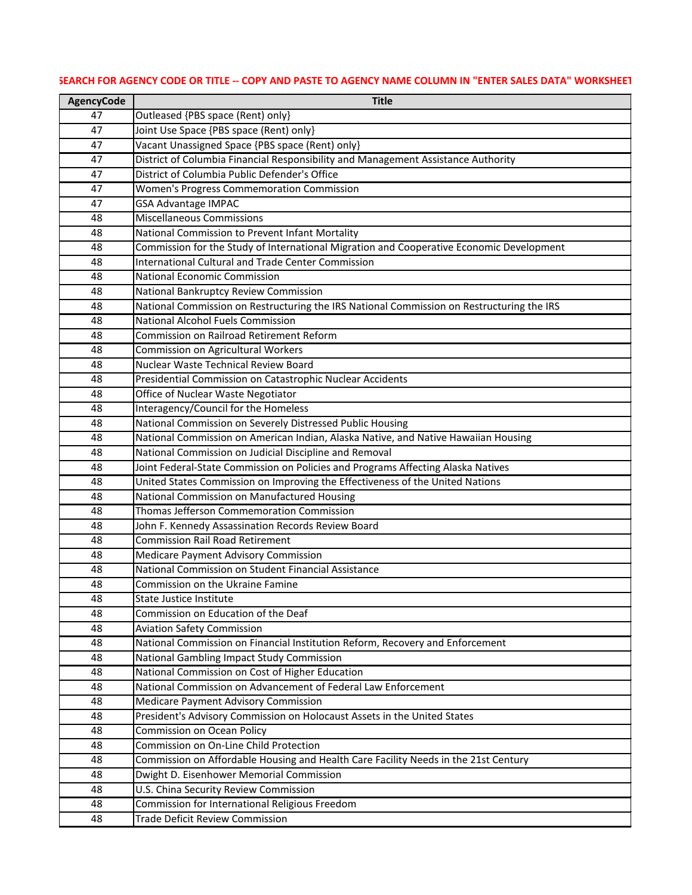SEARCH FOR AGENCY CODE OR TITLE -- COPY AND PASTE TO AGENCY NAME COLUMN IN "ENTER SALES DATA" WORKSHEET

| AgencyCode | Title |
|---|---|
| 47 | Outleased {PBS space (Rent) only} |
| 47 | Joint Use Space {PBS space (Rent) only} |
| 47 | Vacant Unassigned Space {PBS space (Rent) only} |
| 47 | District of Columbia Financial Responsibility and Management Assistance Authority |
| 47 | District of Columbia Public Defender's Office |
| 47 | Women's Progress Commemoration Commission |
| 47 | GSA Advantage IMPAC |
| 48 | Miscellaneous Commissions |
| 48 | National Commission to Prevent Infant Mortality |
| 48 | Commission for the Study of International Migration and Cooperative Economic Development |
| 48 | International Cultural and Trade Center Commission |
| 48 | National Economic Commission |
| 48 | National Bankruptcy Review Commission |
| 48 | National Commission on Restructuring the IRS National Commission on Restructuring the IRS |
| 48 | National Alcohol Fuels Commission |
| 48 | Commission on Railroad Retirement Reform |
| 48 | Commission on Agricultural Workers |
| 48 | Nuclear Waste Technical Review Board |
| 48 | Presidential Commission on Catastrophic Nuclear Accidents |
| 48 | Office of Nuclear Waste Negotiator |
| 48 | Interagency/Council for the Homeless |
| 48 | National Commission on Severely Distressed Public Housing |
| 48 | National Commission on American Indian, Alaska Native, and Native Hawaiian Housing |
| 48 | National Commission on Judicial Discipline and Removal |
| 48 | Joint Federal-State Commission on Policies and Programs Affecting Alaska Natives |
| 48 | United States Commission on Improving the Effectiveness of the United Nations |
| 48 | National Commission on Manufactured Housing |
| 48 | Thomas Jefferson Commemoration Commission |
| 48 | John F. Kennedy Assassination Records Review Board |
| 48 | Commission Rail Road Retirement |
| 48 | Medicare Payment Advisory Commission |
| 48 | National Commission on Student Financial Assistance |
| 48 | Commission on the Ukraine Famine |
| 48 | State Justice Institute |
| 48 | Commission on Education of the Deaf |
| 48 | Aviation Safety Commission |
| 48 | National Commission on Financial Institution Reform, Recovery and Enforcement |
| 48 | National Gambling Impact Study Commission |
| 48 | National Commission on Cost of Higher Education |
| 48 | National Commission on Advancement of Federal Law Enforcement |
| 48 | Medicare Payment Advisory Commission |
| 48 | President's Advisory Commission on Holocaust Assets in the United States |
| 48 | Commission on Ocean Policy |
| 48 | Commission on On-Line Child Protection |
| 48 | Commission on Affordable Housing and Health Care Facility Needs in the 21st Century |
| 48 | Dwight D. Eisenhower Memorial Commission |
| 48 | U.S. China Security Review Commission |
| 48 | Commission for International Religious Freedom |
| 48 | Trade Deficit Review Commission |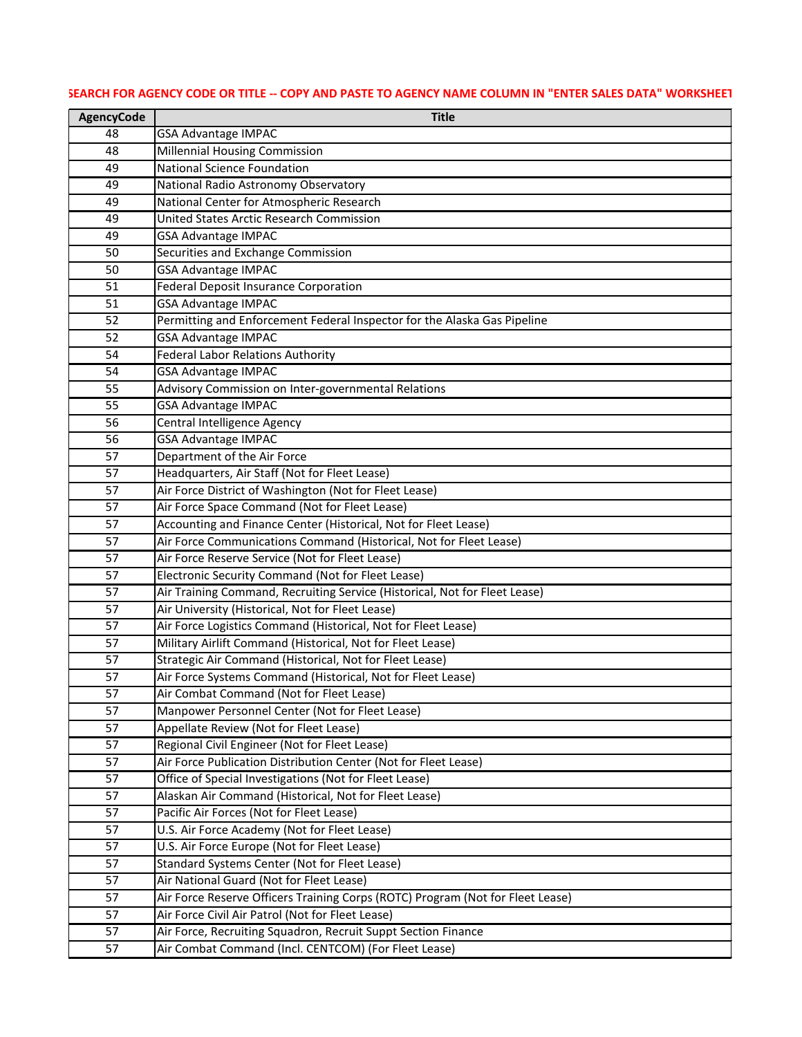SEARCH FOR AGENCY CODE OR TITLE -- COPY AND PASTE TO AGENCY NAME COLUMN IN "ENTER SALES DATA" WORKSHEET

| AgencyCode | Title |
|---|---|
| 48 | GSA Advantage IMPAC |
| 48 | Millennial Housing Commission |
| 49 | National Science Foundation |
| 49 | National Radio Astronomy Observatory |
| 49 | National Center for Atmospheric Research |
| 49 | United States Arctic Research Commission |
| 49 | GSA Advantage IMPAC |
| 50 | Securities and Exchange Commission |
| 50 | GSA Advantage IMPAC |
| 51 | Federal Deposit Insurance Corporation |
| 51 | GSA Advantage IMPAC |
| 52 | Permitting and Enforcement Federal Inspector for the Alaska Gas Pipeline |
| 52 | GSA Advantage IMPAC |
| 54 | Federal Labor Relations Authority |
| 54 | GSA Advantage IMPAC |
| 55 | Advisory Commission on Inter-governmental Relations |
| 55 | GSA Advantage IMPAC |
| 56 | Central Intelligence Agency |
| 56 | GSA Advantage IMPAC |
| 57 | Department of the Air Force |
| 57 | Headquarters, Air Staff (Not for Fleet Lease) |
| 57 | Air Force District of Washington (Not for Fleet Lease) |
| 57 | Air Force Space Command (Not for Fleet Lease) |
| 57 | Accounting and Finance Center (Historical, Not for Fleet Lease) |
| 57 | Air Force Communications Command (Historical, Not for Fleet Lease) |
| 57 | Air Force Reserve Service (Not for Fleet Lease) |
| 57 | Electronic Security Command (Not for Fleet Lease) |
| 57 | Air Training Command, Recruiting Service (Historical, Not for Fleet Lease) |
| 57 | Air University (Historical, Not for Fleet Lease) |
| 57 | Air Force Logistics Command (Historical, Not for Fleet Lease) |
| 57 | Military Airlift Command (Historical, Not for Fleet Lease) |
| 57 | Strategic Air Command (Historical, Not for Fleet Lease) |
| 57 | Air Force Systems Command (Historical, Not for Fleet Lease) |
| 57 | Air Combat Command (Not for Fleet Lease) |
| 57 | Manpower Personnel Center (Not for Fleet Lease) |
| 57 | Appellate Review (Not for Fleet Lease) |
| 57 | Regional Civil Engineer (Not for Fleet Lease) |
| 57 | Air Force Publication Distribution Center (Not for Fleet Lease) |
| 57 | Office of Special Investigations (Not for Fleet Lease) |
| 57 | Alaskan Air Command (Historical, Not for Fleet Lease) |
| 57 | Pacific Air Forces (Not for Fleet Lease) |
| 57 | U.S. Air Force Academy (Not for Fleet Lease) |
| 57 | U.S. Air Force Europe (Not for Fleet Lease) |
| 57 | Standard Systems Center (Not for Fleet Lease) |
| 57 | Air National Guard (Not for Fleet Lease) |
| 57 | Air Force Reserve Officers Training Corps (ROTC) Program (Not for Fleet Lease) |
| 57 | Air Force Civil Air Patrol (Not for Fleet Lease) |
| 57 | Air Force, Recruiting Squadron, Recruit Suppt Section Finance |
| 57 | Air Combat Command (Incl. CENTCOM) (For Fleet Lease) |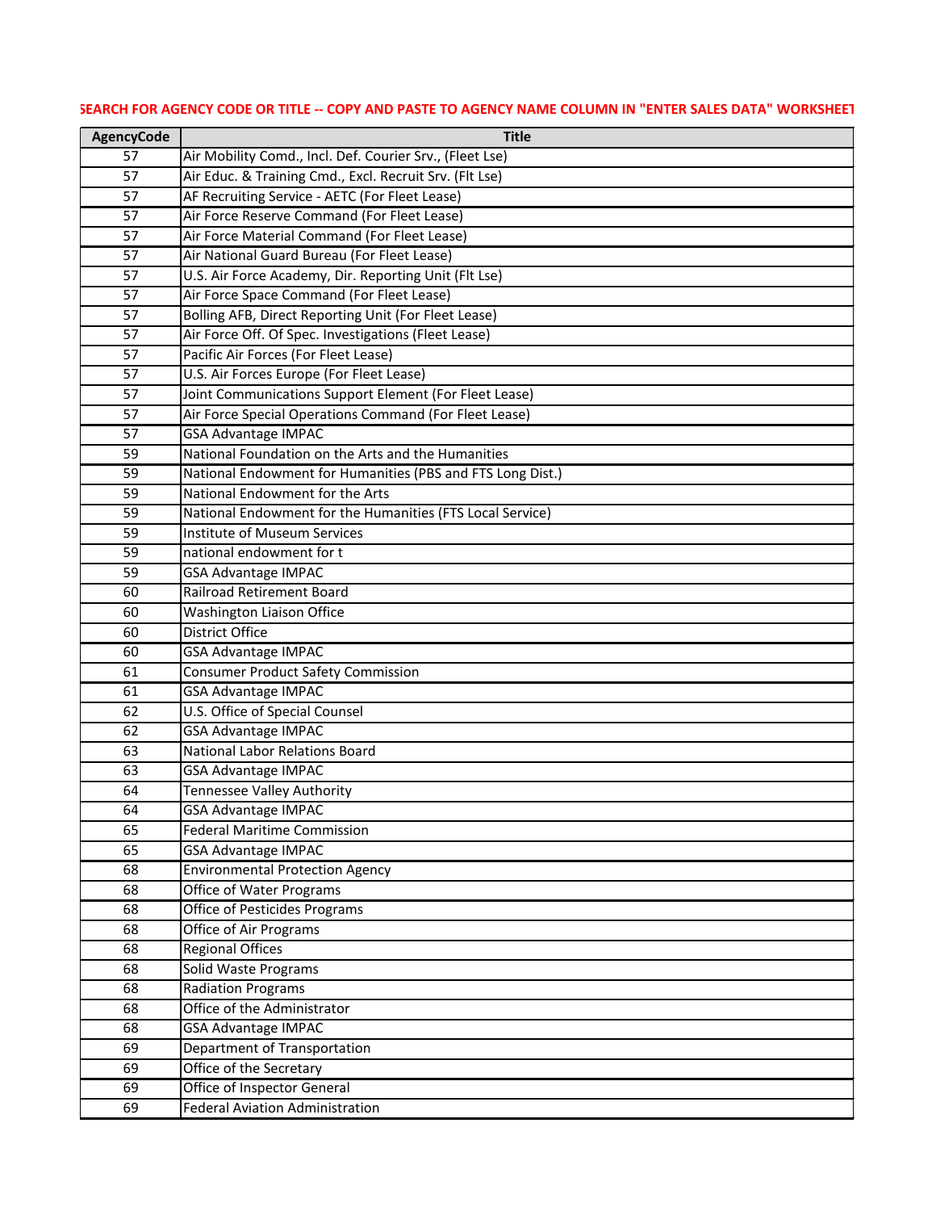SEARCH FOR AGENCY CODE OR TITLE -- COPY AND PASTE TO AGENCY NAME COLUMN IN "ENTER SALES DATA" WORKSHEET

| AgencyCode | Title |
|---|---|
| 57 | Air Mobility Comd., Incl. Def. Courier Srv., (Fleet Lse) |
| 57 | Air Educ. & Training Cmd., Excl. Recruit Srv. (Flt Lse) |
| 57 | AF Recruiting Service - AETC (For Fleet Lease) |
| 57 | Air Force Reserve Command (For Fleet Lease) |
| 57 | Air Force Material Command (For Fleet Lease) |
| 57 | Air National Guard Bureau (For Fleet Lease) |
| 57 | U.S. Air Force Academy, Dir. Reporting Unit (Flt Lse) |
| 57 | Air Force Space Command (For Fleet Lease) |
| 57 | Bolling AFB, Direct Reporting Unit (For Fleet Lease) |
| 57 | Air Force Off. Of Spec. Investigations (Fleet Lease) |
| 57 | Pacific Air Forces (For Fleet Lease) |
| 57 | U.S. Air Forces Europe (For Fleet Lease) |
| 57 | Joint Communications Support Element (For Fleet Lease) |
| 57 | Air Force Special Operations Command (For Fleet Lease) |
| 57 | GSA Advantage IMPAC |
| 59 | National Foundation on the Arts and the Humanities |
| 59 | National Endowment for Humanities (PBS and FTS Long Dist.) |
| 59 | National Endowment for the Arts |
| 59 | National Endowment for the Humanities (FTS Local Service) |
| 59 | Institute of Museum Services |
| 59 | national endowment for t |
| 59 | GSA Advantage IMPAC |
| 60 | Railroad Retirement Board |
| 60 | Washington Liaison Office |
| 60 | District Office |
| 60 | GSA Advantage IMPAC |
| 61 | Consumer Product Safety Commission |
| 61 | GSA Advantage IMPAC |
| 62 | U.S. Office of Special Counsel |
| 62 | GSA Advantage IMPAC |
| 63 | National Labor Relations Board |
| 63 | GSA Advantage IMPAC |
| 64 | Tennessee Valley Authority |
| 64 | GSA Advantage IMPAC |
| 65 | Federal Maritime Commission |
| 65 | GSA Advantage IMPAC |
| 68 | Environmental Protection Agency |
| 68 | Office of Water Programs |
| 68 | Office of Pesticides Programs |
| 68 | Office of Air Programs |
| 68 | Regional Offices |
| 68 | Solid Waste Programs |
| 68 | Radiation Programs |
| 68 | Office of the Administrator |
| 68 | GSA Advantage IMPAC |
| 69 | Department of Transportation |
| 69 | Office of the Secretary |
| 69 | Office of Inspector General |
| 69 | Federal Aviation Administration |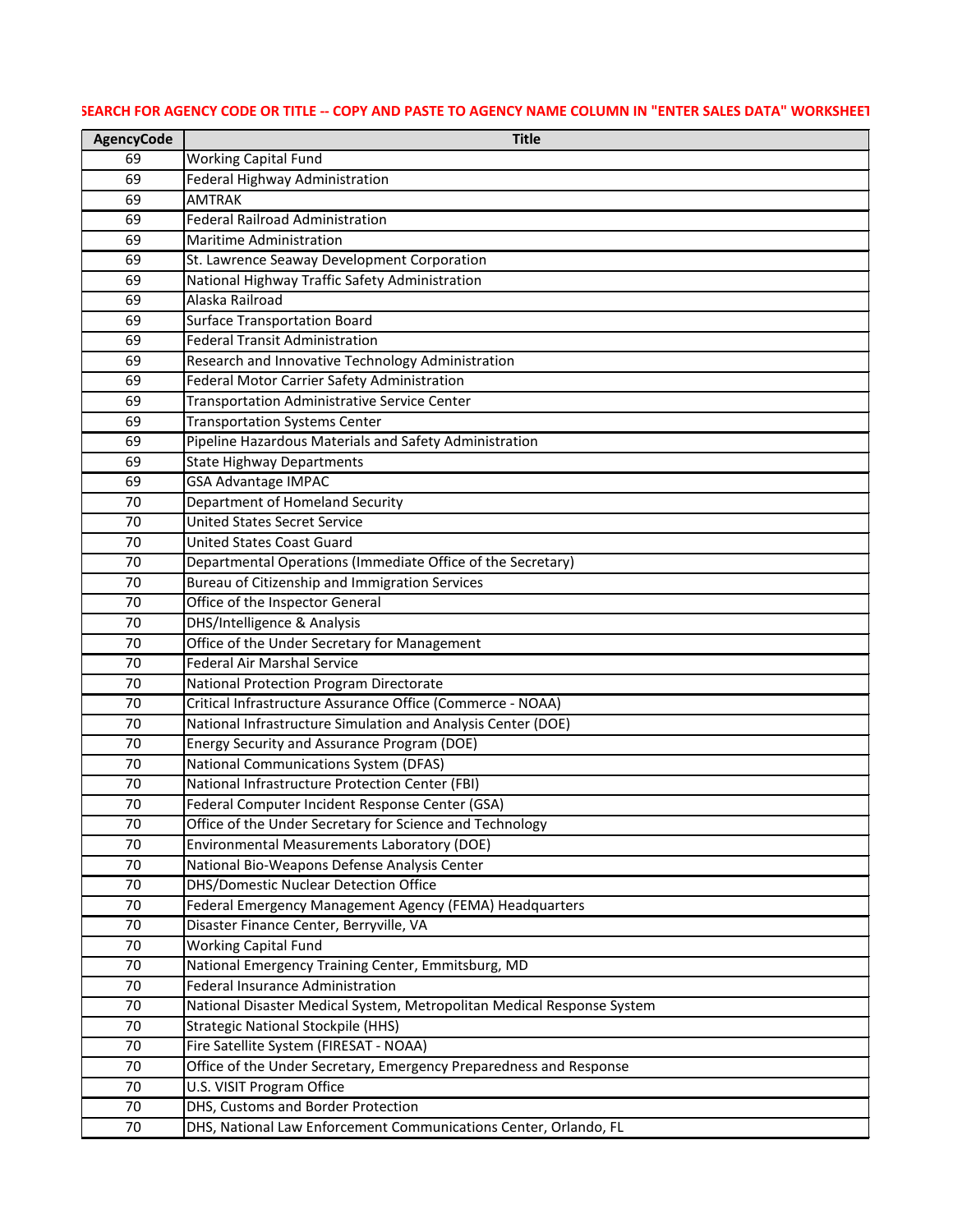SEARCH FOR AGENCY CODE OR TITLE -- COPY AND PASTE TO AGENCY NAME COLUMN IN "ENTER SALES DATA" WORKSHEET

| AgencyCode | Title |
|---|---|
| 69 | Working Capital Fund |
| 69 | Federal Highway Administration |
| 69 | AMTRAK |
| 69 | Federal Railroad Administration |
| 69 | Maritime Administration |
| 69 | St. Lawrence Seaway Development Corporation |
| 69 | National Highway Traffic Safety Administration |
| 69 | Alaska Railroad |
| 69 | Surface Transportation Board |
| 69 | Federal Transit Administration |
| 69 | Research and Innovative Technology Administration |
| 69 | Federal Motor Carrier Safety Administration |
| 69 | Transportation Administrative Service Center |
| 69 | Transportation Systems Center |
| 69 | Pipeline Hazardous Materials and Safety Administration |
| 69 | State Highway Departments |
| 69 | GSA Advantage IMPAC |
| 70 | Department of Homeland Security |
| 70 | United States Secret Service |
| 70 | United States Coast Guard |
| 70 | Departmental Operations (Immediate Office of the Secretary) |
| 70 | Bureau of Citizenship and Immigration Services |
| 70 | Office of the Inspector General |
| 70 | DHS/Intelligence & Analysis |
| 70 | Office of the Under Secretary for Management |
| 70 | Federal Air Marshal Service |
| 70 | National Protection Program Directorate |
| 70 | Critical Infrastructure Assurance Office (Commerce - NOAA) |
| 70 | National Infrastructure Simulation and Analysis Center (DOE) |
| 70 | Energy Security and Assurance Program (DOE) |
| 70 | National Communications System (DFAS) |
| 70 | National Infrastructure Protection Center (FBI) |
| 70 | Federal Computer Incident Response Center (GSA) |
| 70 | Office of the Under Secretary for Science and Technology |
| 70 | Environmental Measurements Laboratory (DOE) |
| 70 | National Bio-Weapons Defense Analysis Center |
| 70 | DHS/Domestic Nuclear Detection Office |
| 70 | Federal Emergency Management Agency (FEMA) Headquarters |
| 70 | Disaster Finance Center, Berryville, VA |
| 70 | Working Capital Fund |
| 70 | National Emergency Training Center, Emmitsburg, MD |
| 70 | Federal Insurance Administration |
| 70 | National Disaster Medical System, Metropolitan Medical Response System |
| 70 | Strategic National Stockpile (HHS) |
| 70 | Fire Satellite System (FIRESAT - NOAA) |
| 70 | Office of the Under Secretary, Emergency Preparedness and Response |
| 70 | U.S. VISIT Program Office |
| 70 | DHS, Customs and Border Protection |
| 70 | DHS, National Law Enforcement Communications Center, Orlando, FL |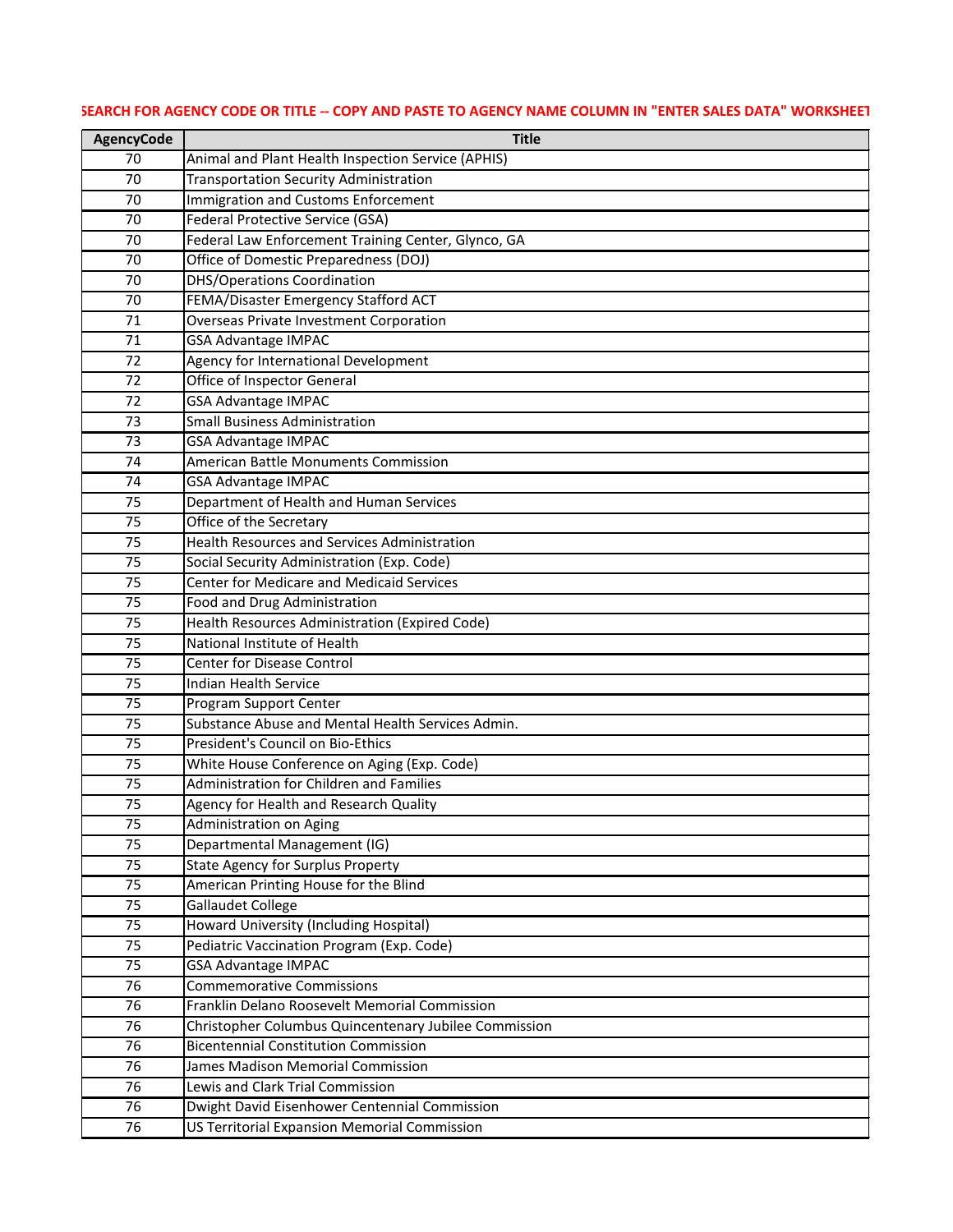SEARCH FOR AGENCY CODE OR TITLE -- COPY AND PASTE TO AGENCY NAME COLUMN IN "ENTER SALES DATA" WORKSHEET

| AgencyCode | Title |
|---|---|
| 70 | Animal and Plant Health Inspection Service (APHIS) |
| 70 | Transportation Security Administration |
| 70 | Immigration and Customs Enforcement |
| 70 | Federal Protective Service (GSA) |
| 70 | Federal Law Enforcement Training Center, Glynco, GA |
| 70 | Office of Domestic Preparedness (DOJ) |
| 70 | DHS/Operations Coordination |
| 70 | FEMA/Disaster Emergency Stafford ACT |
| 71 | Overseas Private Investment Corporation |
| 71 | GSA Advantage IMPAC |
| 72 | Agency for International Development |
| 72 | Office of Inspector General |
| 72 | GSA Advantage IMPAC |
| 73 | Small Business Administration |
| 73 | GSA Advantage IMPAC |
| 74 | American Battle Monuments Commission |
| 74 | GSA Advantage IMPAC |
| 75 | Department of Health and Human Services |
| 75 | Office of the Secretary |
| 75 | Health Resources and Services Administration |
| 75 | Social Security Administration (Exp. Code) |
| 75 | Center for Medicare and Medicaid Services |
| 75 | Food and Drug Administration |
| 75 | Health Resources Administration (Expired Code) |
| 75 | National Institute of Health |
| 75 | Center for Disease Control |
| 75 | Indian Health Service |
| 75 | Program Support Center |
| 75 | Substance Abuse and Mental Health Services Admin. |
| 75 | President's Council on Bio-Ethics |
| 75 | White House Conference on Aging (Exp. Code) |
| 75 | Administration for Children and Families |
| 75 | Agency for Health and Research Quality |
| 75 | Administration on Aging |
| 75 | Departmental Management (IG) |
| 75 | State Agency for Surplus Property |
| 75 | American Printing House for the Blind |
| 75 | Gallaudet College |
| 75 | Howard University (Including Hospital) |
| 75 | Pediatric Vaccination Program (Exp. Code) |
| 75 | GSA Advantage IMPAC |
| 76 | Commemorative Commissions |
| 76 | Franklin Delano Roosevelt Memorial Commission |
| 76 | Christopher Columbus Quincentenary Jubilee Commission |
| 76 | Bicentennial Constitution Commission |
| 76 | James Madison Memorial Commission |
| 76 | Lewis and Clark Trial Commission |
| 76 | Dwight David Eisenhower Centennial Commission |
| 76 | US Territorial Expansion Memorial Commission |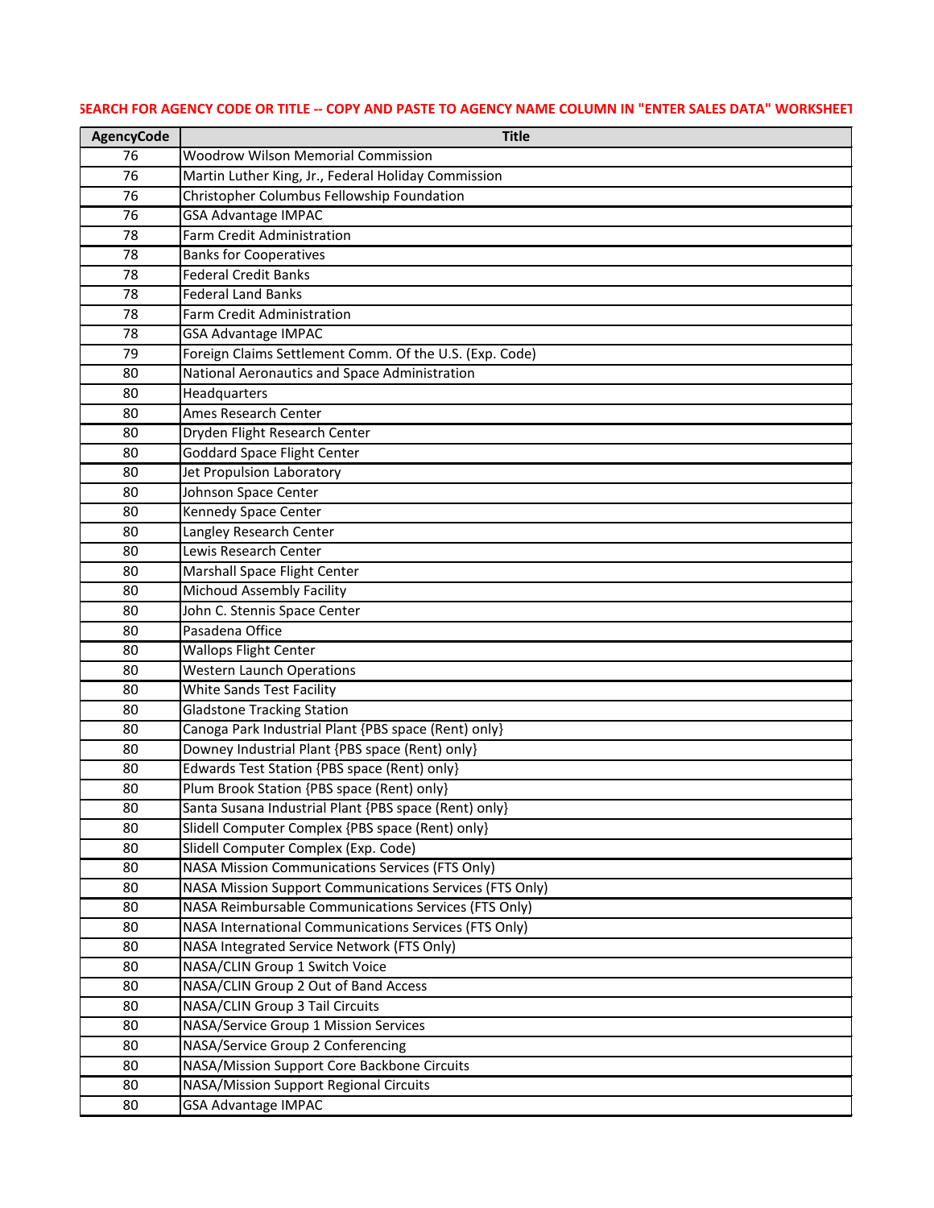SEARCH FOR AGENCY CODE OR TITLE -- COPY AND PASTE TO AGENCY NAME COLUMN IN "ENTER SALES DATA" WORKSHEET

| AgencyCode | Title |
|---|---|
| 76 | Woodrow Wilson Memorial Commission |
| 76 | Martin Luther King, Jr., Federal Holiday Commission |
| 76 | Christopher Columbus Fellowship Foundation |
| 76 | GSA Advantage IMPAC |
| 78 | Farm Credit Administration |
| 78 | Banks for Cooperatives |
| 78 | Federal Credit Banks |
| 78 | Federal Land Banks |
| 78 | Farm Credit Administration |
| 78 | GSA Advantage IMPAC |
| 79 | Foreign Claims Settlement Comm. Of the U.S. (Exp. Code) |
| 80 | National Aeronautics and Space Administration |
| 80 | Headquarters |
| 80 | Ames Research Center |
| 80 | Dryden Flight Research Center |
| 80 | Goddard Space Flight Center |
| 80 | Jet Propulsion Laboratory |
| 80 | Johnson Space Center |
| 80 | Kennedy Space Center |
| 80 | Langley Research Center |
| 80 | Lewis Research Center |
| 80 | Marshall Space Flight Center |
| 80 | Michoud Assembly Facility |
| 80 | John C. Stennis Space Center |
| 80 | Pasadena Office |
| 80 | Wallops Flight Center |
| 80 | Western Launch Operations |
| 80 | White Sands Test Facility |
| 80 | Gladstone Tracking Station |
| 80 | Canoga Park Industrial Plant {PBS space (Rent) only} |
| 80 | Downey Industrial Plant {PBS space (Rent) only} |
| 80 | Edwards Test Station {PBS space (Rent) only} |
| 80 | Plum Brook Station {PBS space (Rent) only} |
| 80 | Santa Susana Industrial Plant {PBS space (Rent) only} |
| 80 | Slidell Computer Complex {PBS space (Rent) only} |
| 80 | Slidell Computer Complex (Exp. Code) |
| 80 | NASA Mission Communications Services (FTS Only) |
| 80 | NASA Mission Support Communications Services (FTS Only) |
| 80 | NASA Reimbursable Communications Services (FTS Only) |
| 80 | NASA International Communications Services (FTS Only) |
| 80 | NASA Integrated Service Network (FTS Only) |
| 80 | NASA/CLIN Group 1 Switch Voice |
| 80 | NASA/CLIN Group 2 Out of Band Access |
| 80 | NASA/CLIN Group 3 Tail Circuits |
| 80 | NASA/Service Group 1 Mission Services |
| 80 | NASA/Service Group 2 Conferencing |
| 80 | NASA/Mission Support Core Backbone Circuits |
| 80 | NASA/Mission Support Regional Circuits |
| 80 | GSA Advantage IMPAC |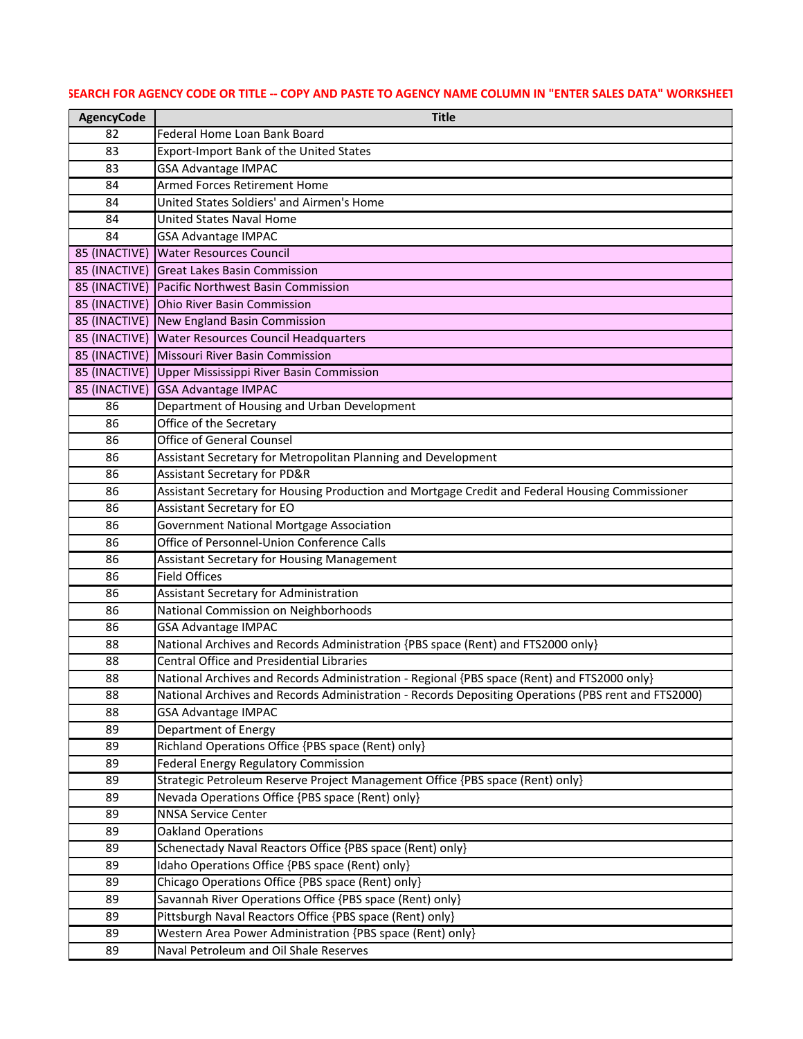SEARCH FOR AGENCY CODE OR TITLE -- COPY AND PASTE TO AGENCY NAME COLUMN IN "ENTER SALES DATA" WORKSHEET

| AgencyCode | Title |
|---|---|
| 82 | Federal Home Loan Bank Board |
| 83 | Export-Import Bank of the United States |
| 83 | GSA Advantage IMPAC |
| 84 | Armed Forces Retirement Home |
| 84 | United States Soldiers' and Airmen's Home |
| 84 | United States Naval Home |
| 84 | GSA Advantage IMPAC |
| 85 (INACTIVE) | Water Resources Council |
| 85 (INACTIVE) | Great Lakes Basin Commission |
| 85 (INACTIVE) | Pacific Northwest Basin Commission |
| 85 (INACTIVE) | Ohio River Basin Commission |
| 85 (INACTIVE) | New England Basin Commission |
| 85 (INACTIVE) | Water Resources Council Headquarters |
| 85 (INACTIVE) | Missouri River Basin Commission |
| 85 (INACTIVE) | Upper Mississippi River Basin Commission |
| 85 (INACTIVE) | GSA Advantage IMPAC |
| 86 | Department of Housing and Urban Development |
| 86 | Office of the Secretary |
| 86 | Office of General Counsel |
| 86 | Assistant Secretary for Metropolitan Planning and Development |
| 86 | Assistant Secretary for PD&R |
| 86 | Assistant Secretary for Housing Production and Mortgage Credit and Federal Housing Commissioner |
| 86 | Assistant Secretary for EO |
| 86 | Government National Mortgage Association |
| 86 | Office of Personnel-Union Conference Calls |
| 86 | Assistant Secretary for Housing Management |
| 86 | Field Offices |
| 86 | Assistant Secretary for Administration |
| 86 | National Commission on Neighborhoods |
| 86 | GSA Advantage IMPAC |
| 88 | National Archives and Records Administration {PBS space (Rent) and FTS2000 only} |
| 88 | Central Office and Presidential Libraries |
| 88 | National Archives and Records Administration - Regional {PBS space (Rent) and FTS2000 only} |
| 88 | National Archives and Records Administration - Records Depositing Operations (PBS rent and FTS2000) |
| 88 | GSA Advantage IMPAC |
| 89 | Department of Energy |
| 89 | Richland Operations Office {PBS space (Rent) only} |
| 89 | Federal Energy Regulatory Commission |
| 89 | Strategic Petroleum Reserve Project Management Office {PBS space (Rent) only} |
| 89 | Nevada Operations Office {PBS space (Rent) only} |
| 89 | NNSA Service Center |
| 89 | Oakland Operations |
| 89 | Schenectady Naval Reactors Office {PBS space (Rent) only} |
| 89 | Idaho Operations Office {PBS space (Rent) only} |
| 89 | Chicago Operations Office {PBS space (Rent) only} |
| 89 | Savannah River Operations Office {PBS space (Rent) only} |
| 89 | Pittsburgh Naval Reactors Office {PBS space (Rent) only} |
| 89 | Western Area Power Administration {PBS space (Rent) only} |
| 89 | Naval Petroleum and Oil Shale Reserves |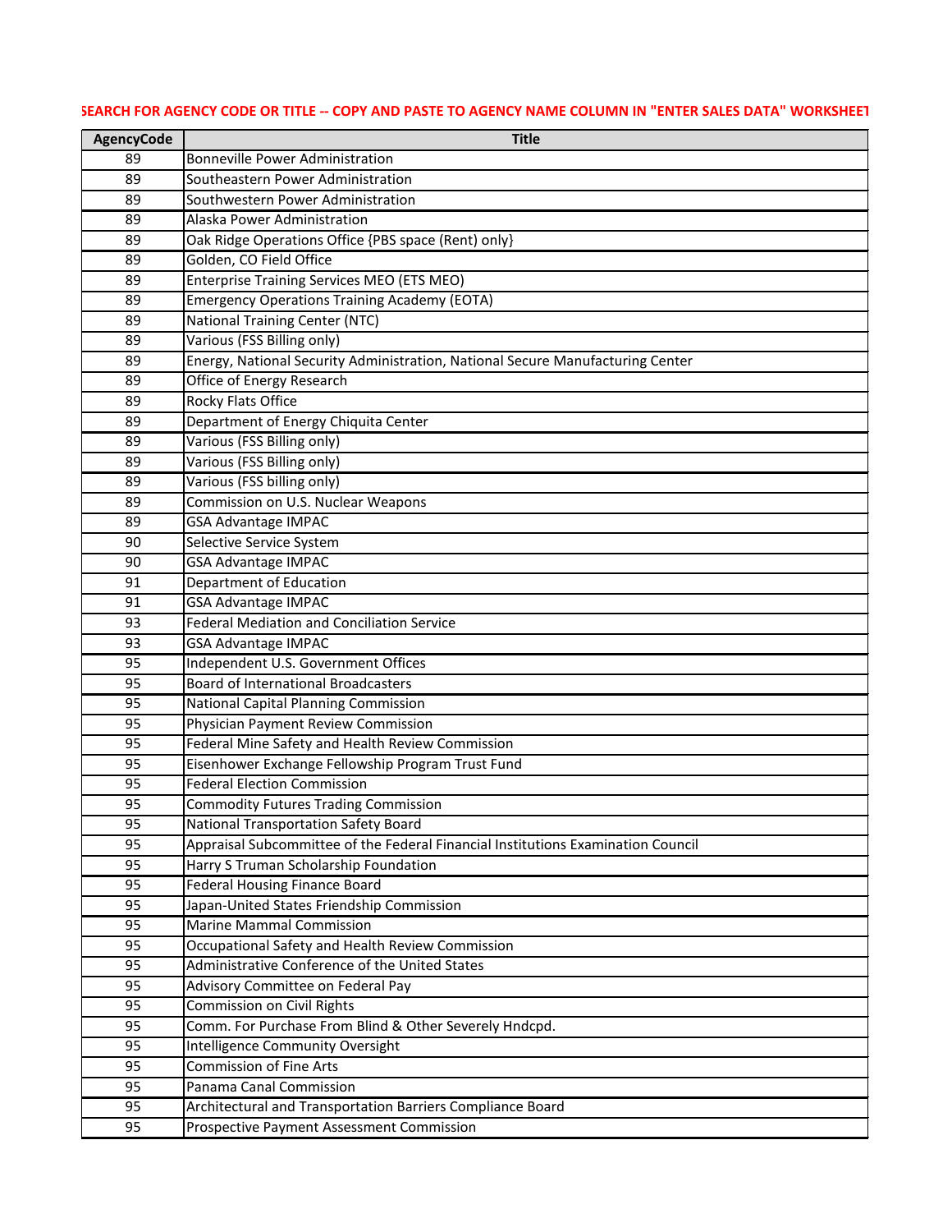SEARCH FOR AGENCY CODE OR TITLE -- COPY AND PASTE TO AGENCY NAME COLUMN IN "ENTER SALES DATA" WORKSHEET

| AgencyCode | Title |
|---|---|
| 89 | Bonneville Power Administration |
| 89 | Southeastern Power Administration |
| 89 | Southwestern Power Administration |
| 89 | Alaska Power Administration |
| 89 | Oak Ridge Operations Office {PBS space (Rent) only} |
| 89 | Golden, CO Field Office |
| 89 | Enterprise Training Services MEO (ETS MEO) |
| 89 | Emergency Operations Training Academy (EOTA) |
| 89 | National Training Center (NTC) |
| 89 | Various (FSS Billing only) |
| 89 | Energy, National Security Administration, National Secure Manufacturing Center |
| 89 | Office of Energy Research |
| 89 | Rocky Flats Office |
| 89 | Department of Energy Chiquita Center |
| 89 | Various (FSS Billing only) |
| 89 | Various (FSS Billing only) |
| 89 | Various (FSS billing only) |
| 89 | Commission on U.S. Nuclear Weapons |
| 89 | GSA Advantage IMPAC |
| 90 | Selective Service System |
| 90 | GSA Advantage IMPAC |
| 91 | Department of Education |
| 91 | GSA Advantage IMPAC |
| 93 | Federal Mediation and Conciliation Service |
| 93 | GSA Advantage IMPAC |
| 95 | Independent U.S. Government Offices |
| 95 | Board of International Broadcasters |
| 95 | National Capital Planning Commission |
| 95 | Physician Payment Review Commission |
| 95 | Federal Mine Safety and Health Review Commission |
| 95 | Eisenhower Exchange Fellowship Program Trust Fund |
| 95 | Federal Election Commission |
| 95 | Commodity Futures Trading Commission |
| 95 | National Transportation Safety Board |
| 95 | Appraisal Subcommittee of the Federal Financial Institutions Examination Council |
| 95 | Harry S Truman Scholarship Foundation |
| 95 | Federal Housing Finance Board |
| 95 | Japan-United States Friendship Commission |
| 95 | Marine Mammal Commission |
| 95 | Occupational Safety and Health Review Commission |
| 95 | Administrative Conference of the United States |
| 95 | Advisory Committee on Federal Pay |
| 95 | Commission on Civil Rights |
| 95 | Comm. For Purchase From Blind & Other Severely Hndcpd. |
| 95 | Intelligence Community Oversight |
| 95 | Commission of Fine Arts |
| 95 | Panama Canal Commission |
| 95 | Architectural and Transportation Barriers Compliance Board |
| 95 | Prospective Payment Assessment Commission |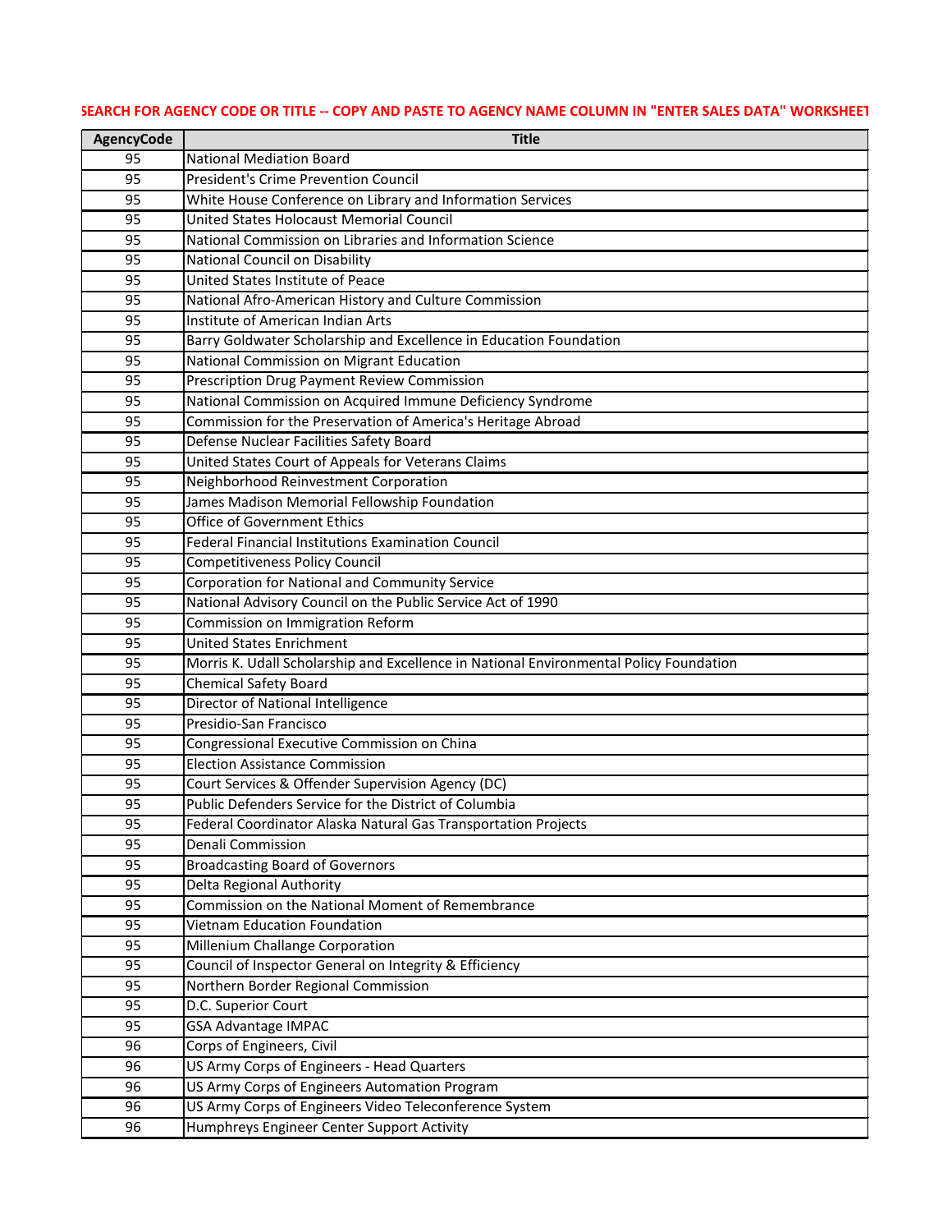SEARCH FOR AGENCY CODE OR TITLE -- COPY AND PASTE TO AGENCY NAME COLUMN IN "ENTER SALES DATA" WORKSHEET

| AgencyCode | Title |
|---|---|
| 95 | National Mediation Board |
| 95 | President's Crime Prevention Council |
| 95 | White House Conference on Library and Information Services |
| 95 | United States Holocaust Memorial Council |
| 95 | National Commission on Libraries and Information Science |
| 95 | National Council on Disability |
| 95 | United States Institute of Peace |
| 95 | National Afro-American History and Culture Commission |
| 95 | Institute of American Indian Arts |
| 95 | Barry Goldwater Scholarship and Excellence in Education Foundation |
| 95 | National Commission on Migrant Education |
| 95 | Prescription Drug Payment Review Commission |
| 95 | National Commission on Acquired Immune Deficiency Syndrome |
| 95 | Commission for the Preservation of America's Heritage Abroad |
| 95 | Defense Nuclear Facilities Safety Board |
| 95 | United States Court of Appeals for Veterans Claims |
| 95 | Neighborhood Reinvestment Corporation |
| 95 | James Madison Memorial Fellowship Foundation |
| 95 | Office of Government Ethics |
| 95 | Federal Financial Institutions Examination Council |
| 95 | Competitiveness Policy Council |
| 95 | Corporation for National and Community Service |
| 95 | National Advisory Council on the Public Service Act of 1990 |
| 95 | Commission on Immigration Reform |
| 95 | United States Enrichment |
| 95 | Morris K. Udall Scholarship and Excellence in National Environmental Policy Foundation |
| 95 | Chemical Safety Board |
| 95 | Director of National Intelligence |
| 95 | Presidio-San Francisco |
| 95 | Congressional Executive Commission on China |
| 95 | Election Assistance Commission |
| 95 | Court Services & Offender Supervision Agency (DC) |
| 95 | Public Defenders Service for the District of Columbia |
| 95 | Federal Coordinator Alaska Natural Gas Transportation Projects |
| 95 | Denali Commission |
| 95 | Broadcasting Board of Governors |
| 95 | Delta Regional Authority |
| 95 | Commission on the National Moment of Remembrance |
| 95 | Vietnam Education Foundation |
| 95 | Millenium Challange Corporation |
| 95 | Council of Inspector General on Integrity & Efficiency |
| 95 | Northern Border Regional Commission |
| 95 | D.C. Superior Court |
| 95 | GSA Advantage IMPAC |
| 96 | Corps of Engineers, Civil |
| 96 | US Army Corps of Engineers - Head Quarters |
| 96 | US Army Corps of Engineers Automation Program |
| 96 | US Army Corps of Engineers Video Teleconference System |
| 96 | Humphreys Engineer Center Support Activity |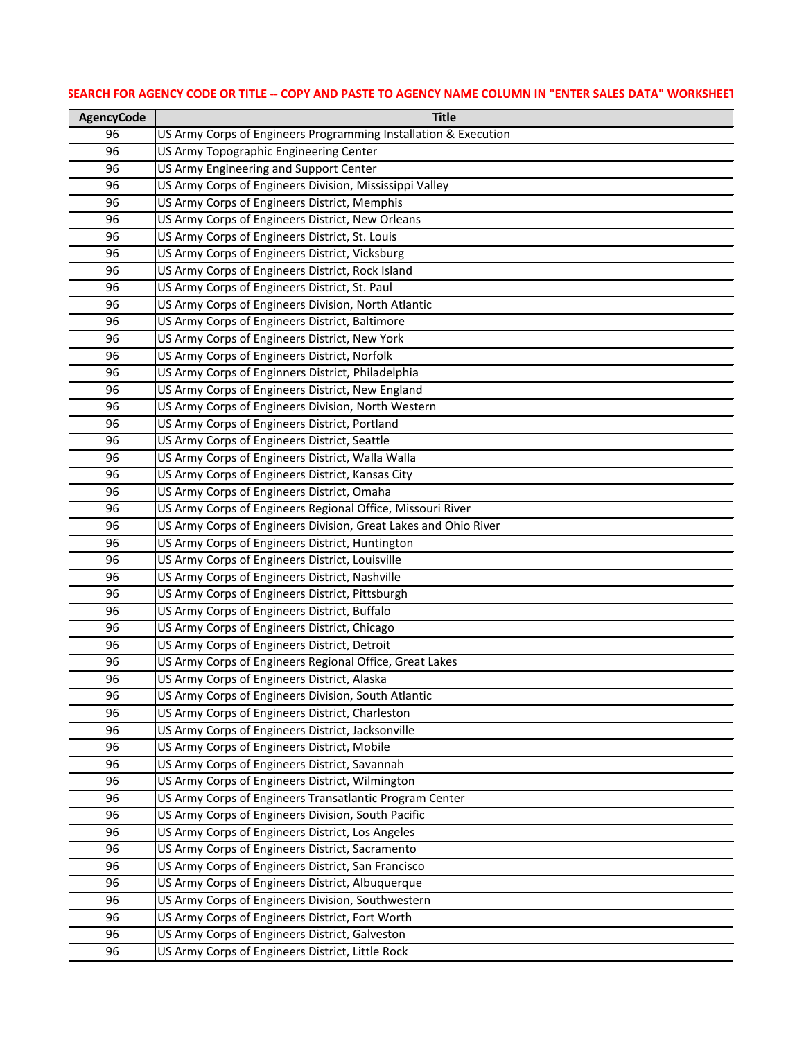SEARCH FOR AGENCY CODE OR TITLE -- COPY AND PASTE TO AGENCY NAME COLUMN IN "ENTER SALES DATA" WORKSHEET

| AgencyCode | Title |
|---|---|
| 96 | US Army Corps of Engineers Programming Installation & Execution |
| 96 | US Army Topographic Engineering Center |
| 96 | US Army Engineering and Support Center |
| 96 | US Army Corps of Engineers Division, Mississippi Valley |
| 96 | US Army Corps of Engineers District, Memphis |
| 96 | US Army Corps of Engineers District, New Orleans |
| 96 | US Army Corps of Engineers District, St. Louis |
| 96 | US Army Corps of Engineers District, Vicksburg |
| 96 | US Army Corps of Engineers District, Rock Island |
| 96 | US Army Corps of Engineers District, St. Paul |
| 96 | US Army Corps of Engineers Division, North Atlantic |
| 96 | US Army Corps of Engineers District, Baltimore |
| 96 | US Army Corps of Engineers District, New York |
| 96 | US Army Corps of Engineers District, Norfolk |
| 96 | US Army Corps of Enginners District, Philadelphia |
| 96 | US Army Corps of Engineers District, New England |
| 96 | US Army Corps of Engineers Division, North Western |
| 96 | US Army Corps of Engineers District, Portland |
| 96 | US Army Corps of Engineers District, Seattle |
| 96 | US Army Corps of Engineers District, Walla Walla |
| 96 | US Army Corps of Engineers District, Kansas City |
| 96 | US Army Corps of Engineers District, Omaha |
| 96 | US Army Corps of Engineers Regional Office, Missouri River |
| 96 | US Army Corps of Engineers Division, Great Lakes and Ohio River |
| 96 | US Army Corps of Engineers District, Huntington |
| 96 | US Army Corps of Engineers District, Louisville |
| 96 | US Army Corps of Engineers District, Nashville |
| 96 | US Army Corps of Engineers District, Pittsburgh |
| 96 | US Army Corps of Engineers District, Buffalo |
| 96 | US Army Corps of Engineers District, Chicago |
| 96 | US Army Corps of Engineers District, Detroit |
| 96 | US Army Corps of Engineers Regional Office, Great Lakes |
| 96 | US Army Corps of Engineers District, Alaska |
| 96 | US Army Corps of Engineers Division, South Atlantic |
| 96 | US Army Corps of Engineers District, Charleston |
| 96 | US Army Corps of Engineers District, Jacksonville |
| 96 | US Army Corps of Engineers District, Mobile |
| 96 | US Army Corps of Engineers District, Savannah |
| 96 | US Army Corps of Engineers District, Wilmington |
| 96 | US Army Corps of Engineers Transatlantic Program Center |
| 96 | US Army Corps of Engineers Division, South Pacific |
| 96 | US Army Corps of Engineers District, Los Angeles |
| 96 | US Army Corps of Engineers District, Sacramento |
| 96 | US Army Corps of Engineers District, San Francisco |
| 96 | US Army Corps of Engineers District, Albuquerque |
| 96 | US Army Corps of Engineers Division, Southwestern |
| 96 | US Army Corps of Engineers District, Fort Worth |
| 96 | US Army Corps of Engineers District, Galveston |
| 96 | US Army Corps of Engineers District, Little Rock |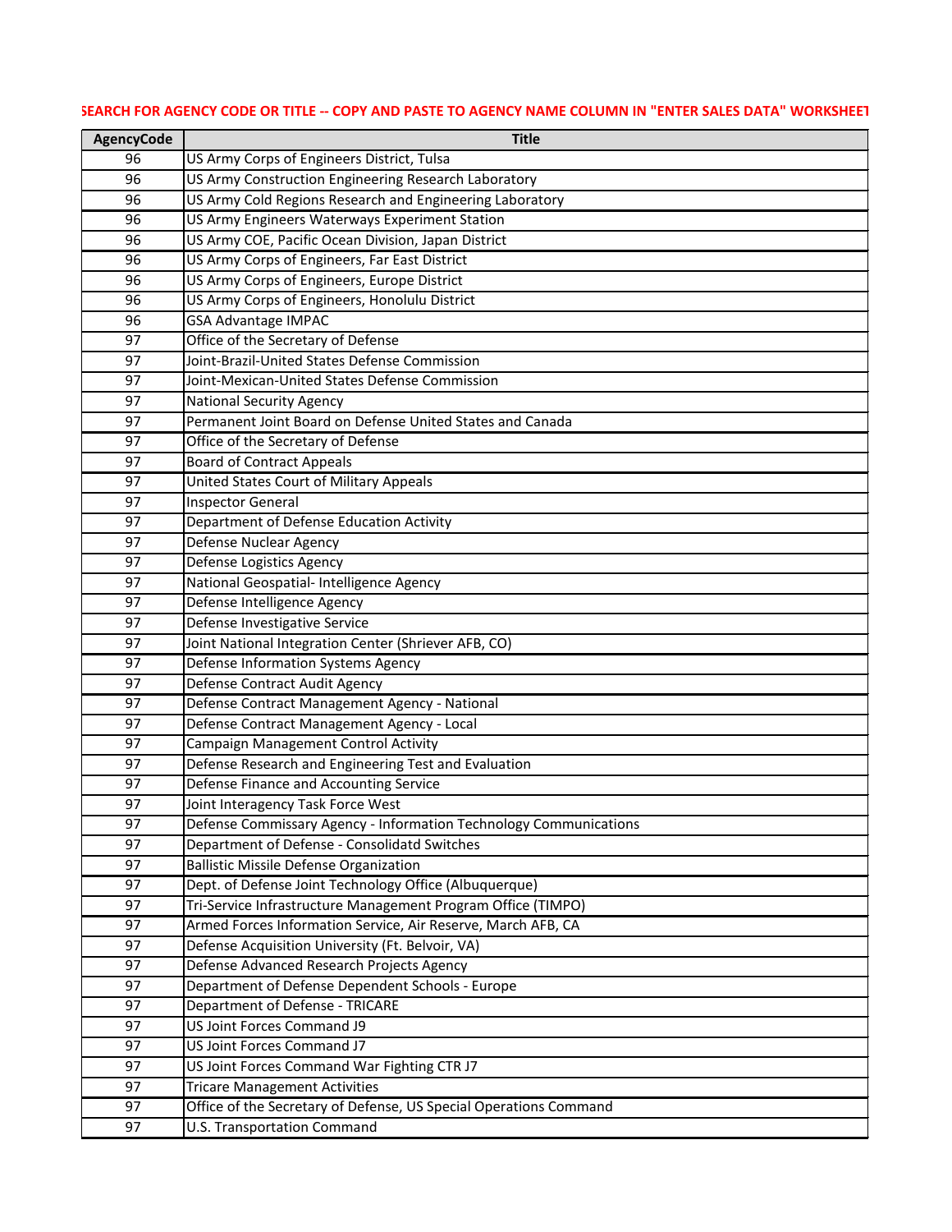SEARCH FOR AGENCY CODE OR TITLE -- COPY AND PASTE TO AGENCY NAME COLUMN IN "ENTER SALES DATA" WORKSHEET

| AgencyCode | Title |
|---|---|
| 96 | US Army Corps of Engineers District, Tulsa |
| 96 | US Army Construction Engineering Research Laboratory |
| 96 | US Army Cold Regions Research and Engineering Laboratory |
| 96 | US Army Engineers Waterways Experiment Station |
| 96 | US Army COE, Pacific Ocean Division, Japan District |
| 96 | US Army Corps of Engineers, Far East District |
| 96 | US Army Corps of Engineers, Europe District |
| 96 | US Army Corps of Engineers, Honolulu District |
| 96 | GSA Advantage IMPAC |
| 97 | Office of the Secretary of Defense |
| 97 | Joint-Brazil-United States Defense Commission |
| 97 | Joint-Mexican-United States Defense Commission |
| 97 | National Security Agency |
| 97 | Permanent Joint Board on Defense United States and Canada |
| 97 | Office of the Secretary of Defense |
| 97 | Board of Contract Appeals |
| 97 | United States Court of Military Appeals |
| 97 | Inspector General |
| 97 | Department of Defense Education Activity |
| 97 | Defense Nuclear Agency |
| 97 | Defense Logistics Agency |
| 97 | National Geospatial- Intelligence Agency |
| 97 | Defense Intelligence Agency |
| 97 | Defense Investigative Service |
| 97 | Joint National Integration Center (Shriever AFB, CO) |
| 97 | Defense Information Systems Agency |
| 97 | Defense Contract Audit Agency |
| 97 | Defense Contract Management Agency - National |
| 97 | Defense Contract Management Agency - Local |
| 97 | Campaign Management Control Activity |
| 97 | Defense Research and Engineering Test and Evaluation |
| 97 | Defense Finance and Accounting Service |
| 97 | Joint Interagency Task Force West |
| 97 | Defense Commissary Agency - Information Technology Communications |
| 97 | Department of Defense - Consolidatd Switches |
| 97 | Ballistic Missile Defense Organization |
| 97 | Dept. of Defense Joint Technology Office (Albuquerque) |
| 97 | Tri-Service Infrastructure Management Program Office (TIMPO) |
| 97 | Armed Forces Information Service, Air Reserve, March AFB, CA |
| 97 | Defense Acquisition University (Ft. Belvoir, VA) |
| 97 | Defense Advanced Research Projects Agency |
| 97 | Department of Defense Dependent Schools - Europe |
| 97 | Department of Defense - TRICARE |
| 97 | US Joint Forces Command J9 |
| 97 | US Joint Forces Command J7 |
| 97 | US Joint Forces Command War Fighting CTR J7 |
| 97 | Tricare Management Activities |
| 97 | Office of the Secretary of Defense, US Special Operations Command |
| 97 | U.S. Transportation Command |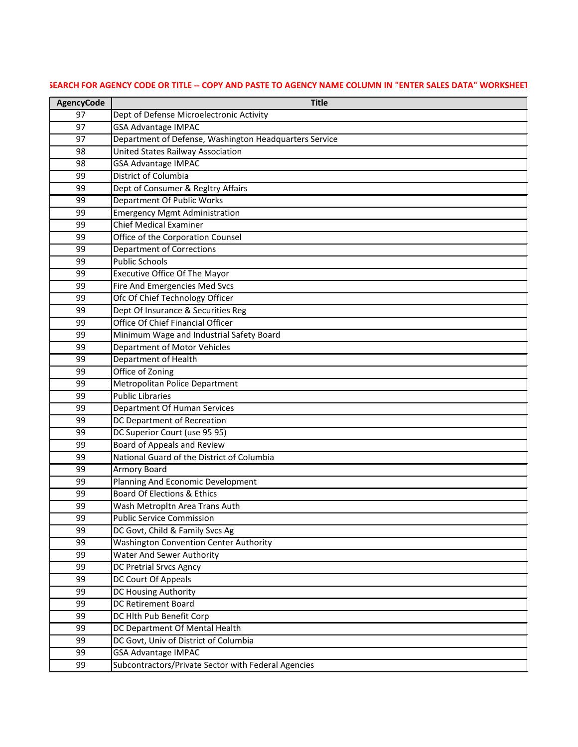SEARCH FOR AGENCY CODE OR TITLE -- COPY AND PASTE TO AGENCY NAME COLUMN IN "ENTER SALES DATA" WORKSHEET

| AgencyCode | Title |
|---|---|
| 97 | Dept of Defense Microelectronic Activity |
| 97 | GSA Advantage IMPAC |
| 97 | Department of Defense, Washington Headquarters Service |
| 98 | United States Railway Association |
| 98 | GSA Advantage IMPAC |
| 99 | District of Columbia |
| 99 | Dept of Consumer & Regltry Affairs |
| 99 | Department Of Public Works |
| 99 | Emergency Mgmt Administration |
| 99 | Chief Medical Examiner |
| 99 | Office of the Corporation Counsel |
| 99 | Department of Corrections |
| 99 | Public Schools |
| 99 | Executive Office Of The Mayor |
| 99 | Fire And Emergencies Med Svcs |
| 99 | Ofc Of Chief Technology Officer |
| 99 | Dept Of Insurance & Securities Reg |
| 99 | Office Of Chief Financial Officer |
| 99 | Minimum Wage and Industrial Safety Board |
| 99 | Department of Motor Vehicles |
| 99 | Department of Health |
| 99 | Office of Zoning |
| 99 | Metropolitan Police Department |
| 99 | Public Libraries |
| 99 | Department Of Human Services |
| 99 | DC Department of Recreation |
| 99 | DC Superior Court (use 95 95) |
| 99 | Board of Appeals and Review |
| 99 | National Guard of the District of Columbia |
| 99 | Armory Board |
| 99 | Planning And Economic Development |
| 99 | Board Of Elections & Ethics |
| 99 | Wash Metropltn Area Trans Auth |
| 99 | Public Service Commission |
| 99 | DC Govt, Child & Family Svcs Ag |
| 99 | Washington Convention Center Authority |
| 99 | Water And Sewer Authority |
| 99 | DC Pretrial Srvcs Agncy |
| 99 | DC Court Of Appeals |
| 99 | DC Housing Authority |
| 99 | DC Retirement Board |
| 99 | DC Hlth Pub Benefit Corp |
| 99 | DC Department Of Mental Health |
| 99 | DC Govt, Univ of District of Columbia |
| 99 | GSA Advantage IMPAC |
| 99 | Subcontractors/Private Sector with Federal Agencies |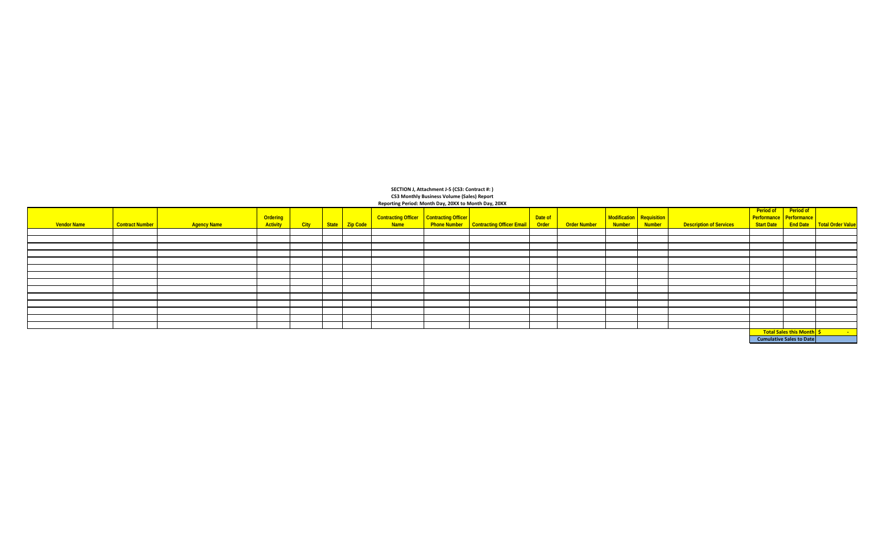**SECTION J, Attachment J-5 (CS3: Contract #: )**
**CS3 Monthly Business Volume (Sales) Report**
**Reporting Period: Month Day, 20XX to Month Day, 20XX**

| Vendor Name | Contract Number | Agency Name | Ordering Activity | City | State | Zip Code | Contracting Officer Name | Contracting Officer Phone Number | Contracting Officer Email | Date of Order | Order Number | Modification Number | Requisition Number | Description of Services | Period of Performance Start Date | Period of Performance End Date | Total Order Value |
|---|---|---|---|---|---|---|---|---|---|---|---|---|---|---|---|---|---|
| | | | | | | | | | | | | | | | | | |
| | | | | | | | | | | | | | | | | | |
| | | | | | | | | | | | | | | | | | |
| | | | | | | | | | | | | | | | | | |
| | | | | | | | | | | | | | | | | | |
| | | | | | | | | | | | | | | | | | |
| | | | | | | | | | | | | | | | | | |
| | | | | | | | | | | | | | | | | | |
| | | | | | | | | | | | | | | | | | |
| | | | | | | | | | | | | | | | | | |
| | | | | | | | | | | | | | | | | | |
| | | | | | | | | | | | | | | | | | |
| | | | | | | | | | | | | | | | | | |
| | | | | | | | | | | | | | | | | | |
| | | | | | | | | | | | | | | | | Total Sales this Month | $ - |
| | | | | | | | | | | | | | | | | Cumulative Sales to Date | |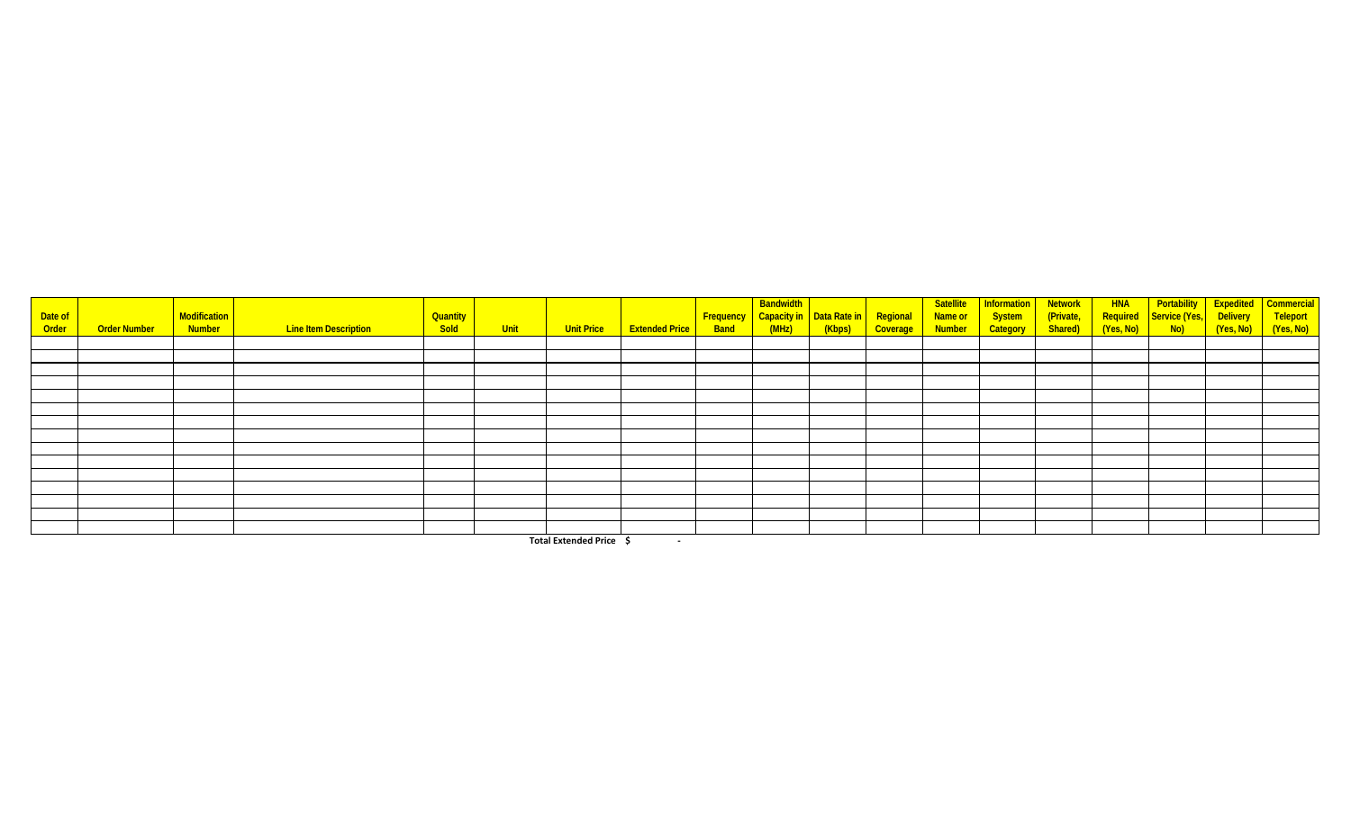| Date of Order | Order Number | Modification Number | Line Item Description | Quantity Sold | Unit | Unit Price | Extended Price | Frequency Band | Bandwidth Capacity in (MHz) | Data Rate in (Kbps) | Regional Coverage | Satellite Name or Number | Information System Category | Network (Private, Shared) | HNA Required (Yes, No) | Portability Service (Yes, No) | Expedited Delivery (Yes, No) | Commercial Teleport (Yes, No) |
|---|---|---|---|---|---|---|---|---|---|---|---|---|---|---|---|---|---|---|
| | | | | | | | | | | | | | | | | | | |
| | | | | | | | | | | | | | | | | | | |
| | | | | | | | | | | | | | | | | | | |
| | | | | | | | | | | | | | | | | | | |
| | | | | | | | | | | | | | | | | | | |
| | | | | | | | | | | | | | | | | | | |
| | | | | | | | | | | | | | | | | | | |
| | | | | | | | | | | | | | | | | | | |
| | | | | | | | | | | | | | | | | | | |
| | | | | | | | | | | | | | | | | | | |
| | | | | | | | | | | | | | | | | | | |
| | | | | | | | | | | | | | | | | | | |
| | | | | | | | | | | | | | | | | | | |
| | | | | | | | | | | | | | | | | | | |
| | | | | | | | | | | | | | | | | | | |
| | | | | | | | | | | | | | | | | | | |
| | | | | | | | | | | | | | | | | | | |
| | | | | | | | | | | | | | | | | | | |
| | | | | | | Total Extended Price | $ - | | | | | | | | | | | |